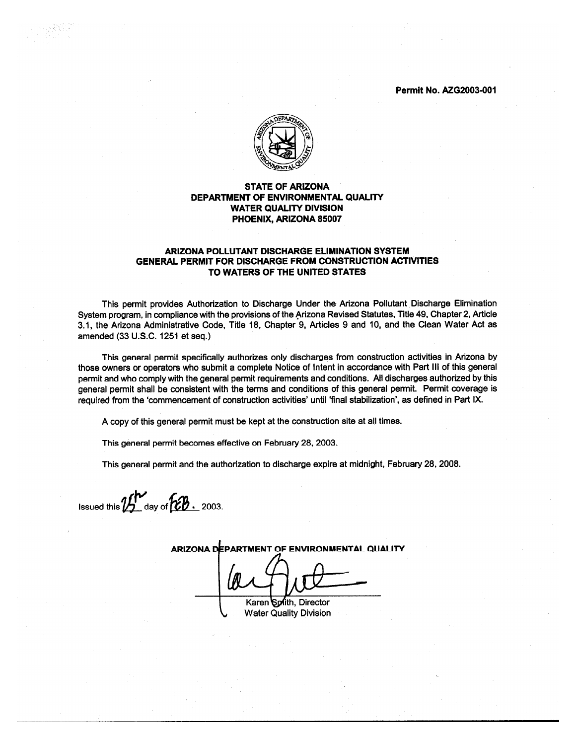**Permit No. AZG2003-001**

# STATE OF ARIZONA
# DEPARTMENT OF ENVIRONMENTAL QUALITY
# WATER QUALITY DIVISION
# PHOENIX, ARIZONA 85007

## ARIZONA POLLUTANT DISCHARGE ELIMINATION SYSTEM
## GENERAL PERMIT FOR DISCHARGE FROM CONSTRUCTION ACTIVITIES
## TO WATERS OF THE UNITED STATES

This permit provides Authorization to Discharge Under the Arizona Pollutant Discharge Elimination System program, in compliance with the provisions of the Arizona Revised Statutes, Title 49, Chapter 2, Article 3.1, the Arizona Administrative Code, Title 18, Chapter 9, Articles 9 and 10, and the Clean Water Act as amended (33 U.S.C. 1251 et seq.)

This general permit specifically authorizes only discharges from construction activities in Arizona by those owners or operators who submit a complete Notice of Intent in accordance with Part III of this general permit and who comply with the general permit requirements and conditions. All discharges authorized by this general permit shall be consistent with the terms and conditions of this general permit. Permit coverage is required from the 'commencement of construction activities' until 'final stabilization', as defined in Part IX.

A copy of this general permit must be kept at the construction site at all times.

This general permit becomes effective on February 28, 2003.

This general permit and the authorization to discharge expire at midnight, February 28, 2008.

Issued this 25th day of FEB. 2003.

ARIZONA DEPARTMENT OF ENVIRONMENTAL QUALITY

Karen Smith, Director
Water Quality Division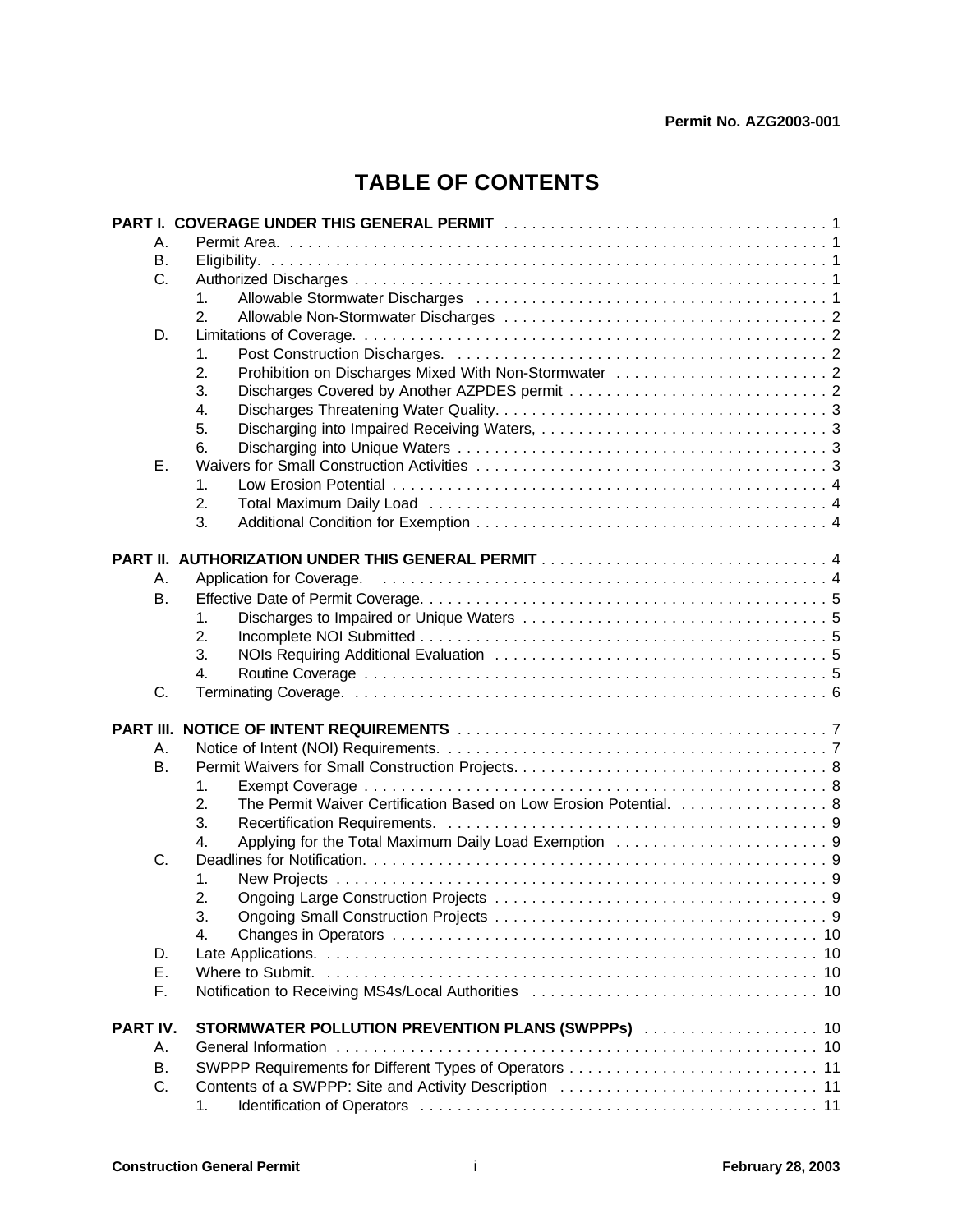# TABLE OF CONTENTS

**PART I. COVERAGE UNDER THIS GENERAL PERMIT** . . . . . 1

- A. Permit Area. . . . . 1
- B. Eligibility. . . . . 1
- C. Authorized Discharges . . . . . 1
  1. Allowable Stormwater Discharges . . . . . 1
  2. Allowable Non-Stormwater Discharges . . . . . 2
- D. Limitations of Coverage. . . . . 2
  1. Post Construction Discharges. . . . . 2
  2. Prohibition on Discharges Mixed With Non-Stormwater . . . . . 2
  3. Discharges Covered by Another AZPDES permit . . . . . 2
  4. Discharges Threatening Water Quality. . . . . 3
  5. Discharging into Impaired Receiving Waters, . . . . . 3
  6. Discharging into Unique Waters . . . . . 3
- E. Waivers for Small Construction Activities . . . . . 3
  1. Low Erosion Potential . . . . . 4
  2. Total Maximum Daily Load . . . . . 4
  3. Additional Condition for Exemption . . . . . 4

**PART II. AUTHORIZATION UNDER THIS GENERAL PERMIT** . . . . . 4

- A. Application for Coverage. . . . . 4
- B. Effective Date of Permit Coverage. . . . . 5
  1. Discharges to Impaired or Unique Waters . . . . . 5
  2. Incomplete NOI Submitted . . . . . 5
  3. NOIs Requiring Additional Evaluation . . . . . 5
  4. Routine Coverage . . . . . 5
- C. Terminating Coverage. . . . . 6

**PART III. NOTICE OF INTENT REQUIREMENTS** . . . . . 7

- A. Notice of Intent (NOI) Requirements. . . . . 7
- B. Permit Waivers for Small Construction Projects. . . . . 8
  1. Exempt Coverage . . . . . 8
  2. The Permit Waiver Certification Based on Low Erosion Potential. . . . . 8
  3. Recertification Requirements. . . . . 9
  4. Applying for the Total Maximum Daily Load Exemption . . . . . 9
- C. Deadlines for Notification. . . . . 9
  1. New Projects . . . . . 9
  2. Ongoing Large Construction Projects . . . . . 9
  3. Ongoing Small Construction Projects . . . . . 9
  4. Changes in Operators . . . . . 10
- D. Late Applications. . . . . 10
- E. Where to Submit. . . . . 10
- F. Notification to Receiving MS4s/Local Authorities . . . . . 10

**PART IV. STORMWATER POLLUTION PREVENTION PLANS (SWPPPs)** . . . . . 10

- A. General Information . . . . . 10
- B. SWPPP Requirements for Different Types of Operators . . . . . 11
- C. Contents of a SWPPP: Site and Activity Description . . . . . 11
  1. Identification of Operators . . . . . 11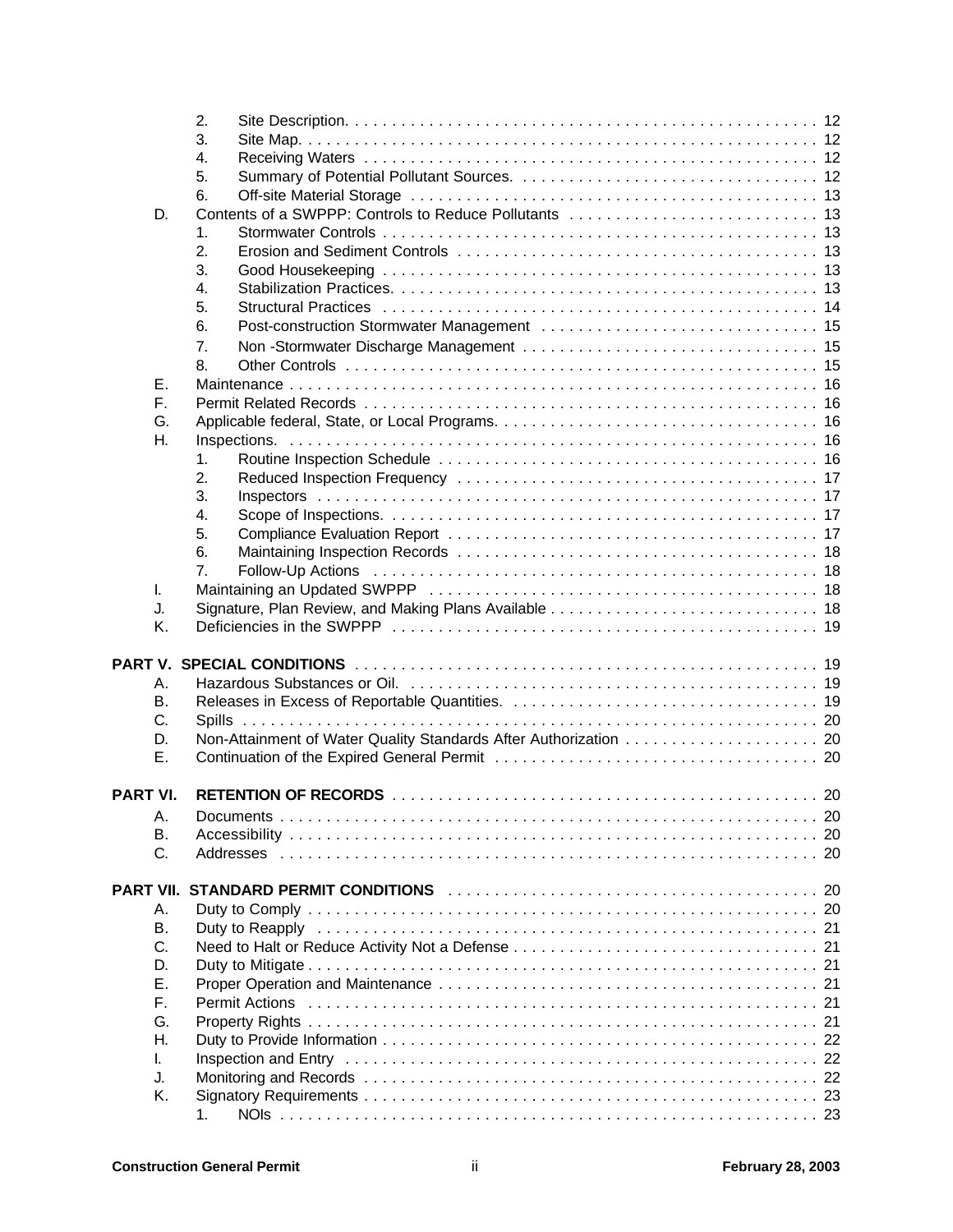- 2. Site Description. . . . . . . . . . . . . . . . . . . . . . . . . . . . . . . . . . . . . . . . . . . . . . . . . . 12
- 3. Site Map. . . . . . . . . . . . . . . . . . . . . . . . . . . . . . . . . . . . . . . . . . . . . . . . . . . . . . 12
- 4. Receiving Waters . . . . . . . . . . . . . . . . . . . . . . . . . . . . . . . . . . . . . . . . . . . . . . . . . 12
- 5. Summary of Potential Pollutant Sources. . . . . . . . . . . . . . . . . . . . . . . . . . . . . . . . 12
- 6. Off-site Material Storage . . . . . . . . . . . . . . . . . . . . . . . . . . . . . . . . . . . . . . . . . . . 13

D. Contents of a SWPPP: Controls to Reduce Pollutants . . . . . . . . . . . . . . . . . . . . . . . . . . 13
- 1. Stormwater Controls . . . . . . . . . . . . . . . . . . . . . . . . . . . . . . . . . . . . . . . . . . . . . . . 13
- 2. Erosion and Sediment Controls . . . . . . . . . . . . . . . . . . . . . . . . . . . . . . . . . . . . . . . 13
- 3. Good Housekeeping . . . . . . . . . . . . . . . . . . . . . . . . . . . . . . . . . . . . . . . . . . . . . . . 13
- 4. Stabilization Practices. . . . . . . . . . . . . . . . . . . . . . . . . . . . . . . . . . . . . . . . . . . . . . 13
- 5. Structural Practices . . . . . . . . . . . . . . . . . . . . . . . . . . . . . . . . . . . . . . . . . . . . . . . 14
- 6. Post-construction Stormwater Management . . . . . . . . . . . . . . . . . . . . . . . . . . . . . . 15
- 7. Non -Stormwater Discharge Management . . . . . . . . . . . . . . . . . . . . . . . . . . . . . . . 15
- 8. Other Controls . . . . . . . . . . . . . . . . . . . . . . . . . . . . . . . . . . . . . . . . . . . . . . . . . . . 15

E. Maintenance . . . . . . . . . . . . . . . . . . . . . . . . . . . . . . . . . . . . . . . . . . . . . . . . . . . . . . . . 16

F. Permit Related Records . . . . . . . . . . . . . . . . . . . . . . . . . . . . . . . . . . . . . . . . . . . . . . . . 16

G. Applicable federal, State, or Local Programs. . . . . . . . . . . . . . . . . . . . . . . . . . . . . . . . . . 16

H. Inspections. . . . . . . . . . . . . . . . . . . . . . . . . . . . . . . . . . . . . . . . . . . . . . . . . . . . . . . . . 16
- 1. Routine Inspection Schedule . . . . . . . . . . . . . . . . . . . . . . . . . . . . . . . . . . . . . . . . . 16
- 2. Reduced Inspection Frequency . . . . . . . . . . . . . . . . . . . . . . . . . . . . . . . . . . . . . . . 17
- 3. Inspectors . . . . . . . . . . . . . . . . . . . . . . . . . . . . . . . . . . . . . . . . . . . . . . . . . . . . . . 17
- 4. Scope of Inspections. . . . . . . . . . . . . . . . . . . . . . . . . . . . . . . . . . . . . . . . . . . . . . . 17
- 5. Compliance Evaluation Report . . . . . . . . . . . . . . . . . . . . . . . . . . . . . . . . . . . . . . . . 17
- 6. Maintaining Inspection Records . . . . . . . . . . . . . . . . . . . . . . . . . . . . . . . . . . . . . . . 18
- 7. Follow-Up Actions . . . . . . . . . . . . . . . . . . . . . . . . . . . . . . . . . . . . . . . . . . . . . . . . 18

I. Maintaining an Updated SWPPP . . . . . . . . . . . . . . . . . . . . . . . . . . . . . . . . . . . . . . . . . 18

J. Signature, Plan Review, and Making Plans Available . . . . . . . . . . . . . . . . . . . . . . . . . . . . 18

K. Deficiencies in the SWPPP . . . . . . . . . . . . . . . . . . . . . . . . . . . . . . . . . . . . . . . . . . . . . 19

**PART V. SPECIAL CONDITIONS** . . . . . . . . . . . . . . . . . . . . . . . . . . . . . . . . . . . . . . . . . . . . . . . . 19

A. Hazardous Substances or Oil. . . . . . . . . . . . . . . . . . . . . . . . . . . . . . . . . . . . . . . . . . . . 19

B. Releases in Excess of Reportable Quantities. . . . . . . . . . . . . . . . . . . . . . . . . . . . . . . . . 19

C. Spills . . . . . . . . . . . . . . . . . . . . . . . . . . . . . . . . . . . . . . . . . . . . . . . . . . . . . . . . . . . . . 20

D. Non-Attainment of Water Quality Standards After Authorization . . . . . . . . . . . . . . . . . . . . 20

E. Continuation of the Expired General Permit . . . . . . . . . . . . . . . . . . . . . . . . . . . . . . . . . . 20

**PART VI. RETENTION OF RECORDS** . . . . . . . . . . . . . . . . . . . . . . . . . . . . . . . . . . . . . . . . . . . . 20

A. Documents . . . . . . . . . . . . . . . . . . . . . . . . . . . . . . . . . . . . . . . . . . . . . . . . . . . . . . . . . 20

B. Accessibility . . . . . . . . . . . . . . . . . . . . . . . . . . . . . . . . . . . . . . . . . . . . . . . . . . . . . . . . 20

C. Addresses . . . . . . . . . . . . . . . . . . . . . . . . . . . . . . . . . . . . . . . . . . . . . . . . . . . . . . . . . 20

**PART VII. STANDARD PERMIT CONDITIONS** . . . . . . . . . . . . . . . . . . . . . . . . . . . . . . . . . . . . . . . 20

A. Duty to Comply . . . . . . . . . . . . . . . . . . . . . . . . . . . . . . . . . . . . . . . . . . . . . . . . . . . . . . 20

B. Duty to Reapply . . . . . . . . . . . . . . . . . . . . . . . . . . . . . . . . . . . . . . . . . . . . . . . . . . . . . 21

C. Need to Halt or Reduce Activity Not a Defense . . . . . . . . . . . . . . . . . . . . . . . . . . . . . . . . 21

D. Duty to Mitigate . . . . . . . . . . . . . . . . . . . . . . . . . . . . . . . . . . . . . . . . . . . . . . . . . . . . . . 21

E. Proper Operation and Maintenance . . . . . . . . . . . . . . . . . . . . . . . . . . . . . . . . . . . . . . . . 21

F. Permit Actions . . . . . . . . . . . . . . . . . . . . . . . . . . . . . . . . . . . . . . . . . . . . . . . . . . . . . . 21

G. Property Rights . . . . . . . . . . . . . . . . . . . . . . . . . . . . . . . . . . . . . . . . . . . . . . . . . . . . . . 21

H. Duty to Provide Information . . . . . . . . . . . . . . . . . . . . . . . . . . . . . . . . . . . . . . . . . . . . . . 22

I. Inspection and Entry . . . . . . . . . . . . . . . . . . . . . . . . . . . . . . . . . . . . . . . . . . . . . . . . . . . 22

J. Monitoring and Records . . . . . . . . . . . . . . . . . . . . . . . . . . . . . . . . . . . . . . . . . . . . . . . . 22

K. Signatory Requirements . . . . . . . . . . . . . . . . . . . . . . . . . . . . . . . . . . . . . . . . . . . . . . . . 23
- 1. NOIs . . . . . . . . . . . . . . . . . . . . . . . . . . . . . . . . . . . . . . . . . . . . . . . . . . . . . . . . . . 23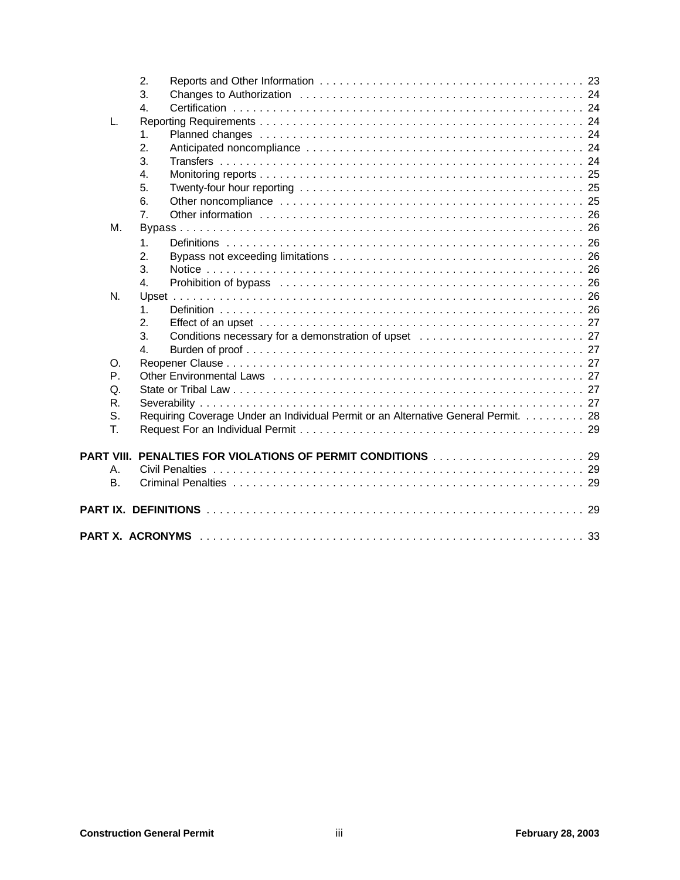2. Reports and Other Information . . . . . . . . . . . . . . . . . . . . . . . . . . . . . . . . . . . . . . . . 23
3. Changes to Authorization . . . . . . . . . . . . . . . . . . . . . . . . . . . . . . . . . . . . . . . . . . . 24
4. Certification . . . . . . . . . . . . . . . . . . . . . . . . . . . . . . . . . . . . . . . . . . . . . . . . . . . . . 24

L. Reporting Requirements . . . . . . . . . . . . . . . . . . . . . . . . . . . . . . . . . . . . . . . . . . . . . . . . . 24
1. Planned changes . . . . . . . . . . . . . . . . . . . . . . . . . . . . . . . . . . . . . . . . . . . . . . . . . 24
2. Anticipated noncompliance . . . . . . . . . . . . . . . . . . . . . . . . . . . . . . . . . . . . . . . . . . 24
3. Transfers . . . . . . . . . . . . . . . . . . . . . . . . . . . . . . . . . . . . . . . . . . . . . . . . . . . . . . . 24
4. Monitoring reports . . . . . . . . . . . . . . . . . . . . . . . . . . . . . . . . . . . . . . . . . . . . . . . . . 25
5. Twenty-four hour reporting . . . . . . . . . . . . . . . . . . . . . . . . . . . . . . . . . . . . . . . . . . . 25
6. Other noncompliance . . . . . . . . . . . . . . . . . . . . . . . . . . . . . . . . . . . . . . . . . . . . . . 25
7. Other information . . . . . . . . . . . . . . . . . . . . . . . . . . . . . . . . . . . . . . . . . . . . . . . . . 26

M. Bypass . . . . . . . . . . . . . . . . . . . . . . . . . . . . . . . . . . . . . . . . . . . . . . . . . . . . . . . . . . . . . . 26
1. Definitions . . . . . . . . . . . . . . . . . . . . . . . . . . . . . . . . . . . . . . . . . . . . . . . . . . . . . . 26
2. Bypass not exceeding limitations . . . . . . . . . . . . . . . . . . . . . . . . . . . . . . . . . . . . . . 26
3. Notice . . . . . . . . . . . . . . . . . . . . . . . . . . . . . . . . . . . . . . . . . . . . . . . . . . . . . . . . . . 26
4. Prohibition of bypass . . . . . . . . . . . . . . . . . . . . . . . . . . . . . . . . . . . . . . . . . . . . . . . 26

N. Upset . . . . . . . . . . . . . . . . . . . . . . . . . . . . . . . . . . . . . . . . . . . . . . . . . . . . . . . . . . . . . . . 26
1. Definition . . . . . . . . . . . . . . . . . . . . . . . . . . . . . . . . . . . . . . . . . . . . . . . . . . . . . . . . 26
2. Effect of an upset . . . . . . . . . . . . . . . . . . . . . . . . . . . . . . . . . . . . . . . . . . . . . . . . . . 27
3. Conditions necessary for a demonstration of upset . . . . . . . . . . . . . . . . . . . . . . . . . 27
4. Burden of proof . . . . . . . . . . . . . . . . . . . . . . . . . . . . . . . . . . . . . . . . . . . . . . . . . . . . 27

O. Reopener Clause . . . . . . . . . . . . . . . . . . . . . . . . . . . . . . . . . . . . . . . . . . . . . . . . . . . . . . . 27

P. Other Environmental Laws . . . . . . . . . . . . . . . . . . . . . . . . . . . . . . . . . . . . . . . . . . . . . . . . 27

Q. State or Tribal Law . . . . . . . . . . . . . . . . . . . . . . . . . . . . . . . . . . . . . . . . . . . . . . . . . . . . . . 27

R. Severability . . . . . . . . . . . . . . . . . . . . . . . . . . . . . . . . . . . . . . . . . . . . . . . . . . . . . . . . . . . 27

S. Requiring Coverage Under an Individual Permit or an Alternative General Permit. . . . . . . . . . 28

T. Request For an Individual Permit . . . . . . . . . . . . . . . . . . . . . . . . . . . . . . . . . . . . . . . . . . . 29

**PART VIII. PENALTIES FOR VIOLATIONS OF PERMIT CONDITIONS** . . . . . . . . . . . . . . . . . . . . . . . 29

A. Civil Penalties . . . . . . . . . . . . . . . . . . . . . . . . . . . . . . . . . . . . . . . . . . . . . . . . . . . . . . . . . 29

B. Criminal Penalties . . . . . . . . . . . . . . . . . . . . . . . . . . . . . . . . . . . . . . . . . . . . . . . . . . . . . . 29

**PART IX. DEFINITIONS** . . . . . . . . . . . . . . . . . . . . . . . . . . . . . . . . . . . . . . . . . . . . . . . . . . . . . . . 29

**PART X. ACRONYMS** . . . . . . . . . . . . . . . . . . . . . . . . . . . . . . . . . . . . . . . . . . . . . . . . . . . . . . . . 33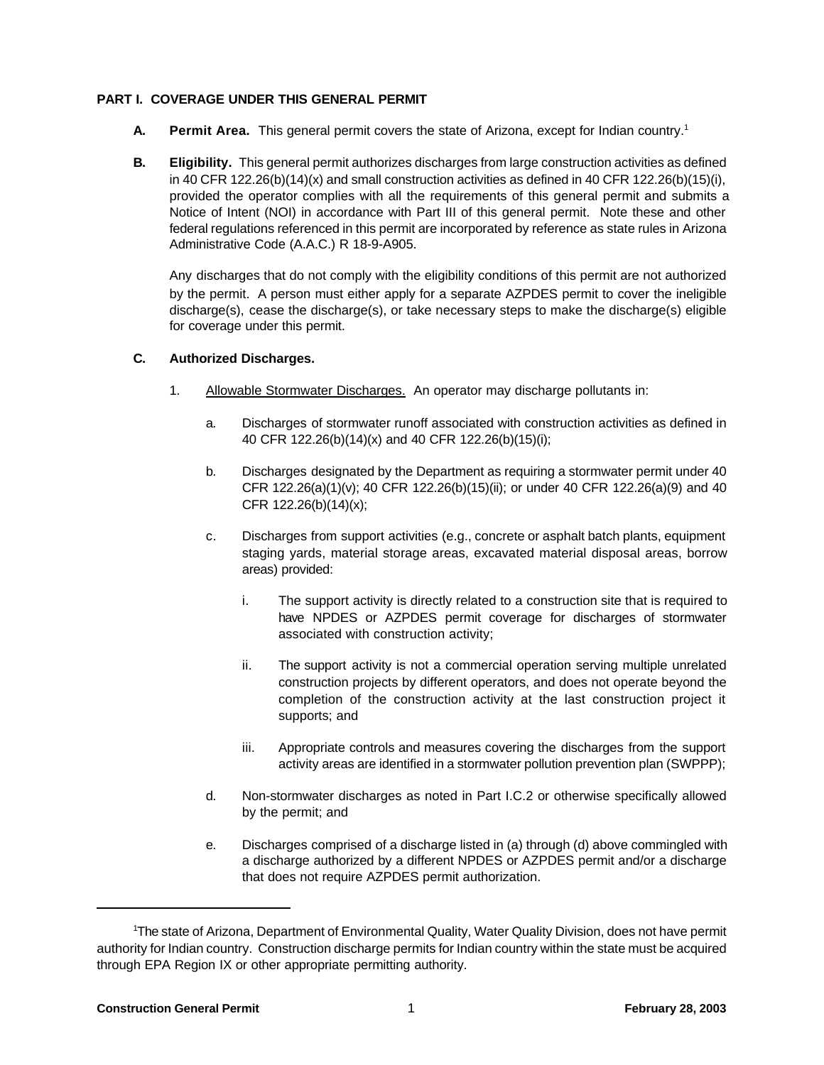## PART I. COVERAGE UNDER THIS GENERAL PERMIT

**A. Permit Area.** This general permit covers the state of Arizona, except for Indian country.[1]

**B. Eligibility.** This general permit authorizes discharges from large construction activities as defined in 40 CFR 122.26(b)(14)(x) and small construction activities as defined in 40 CFR 122.26(b)(15)(i), provided the operator complies with all the requirements of this general permit and submits a Notice of Intent (NOI) in accordance with Part III of this general permit. Note these and other federal regulations referenced in this permit are incorporated by reference as state rules in Arizona Administrative Code (A.A.C.) R 18-9-A905.

Any discharges that do not comply with the eligibility conditions of this permit are not authorized by the permit. A person must either apply for a separate AZPDES permit to cover the ineligible discharge(s), cease the discharge(s), or take necessary steps to make the discharge(s) eligible for coverage under this permit.

**C. Authorized Discharges.**

1. Allowable Stormwater Discharges. An operator may discharge pollutants in:

   a. Discharges of stormwater runoff associated with construction activities as defined in 40 CFR 122.26(b)(14)(x) and 40 CFR 122.26(b)(15)(i);

   b. Discharges designated by the Department as requiring a stormwater permit under 40 CFR 122.26(a)(1)(v); 40 CFR 122.26(b)(15)(ii); or under 40 CFR 122.26(a)(9) and 40 CFR 122.26(b)(14)(x);

   c. Discharges from support activities (e.g., concrete or asphalt batch plants, equipment staging yards, material storage areas, excavated material disposal areas, borrow areas) provided:

      i. The support activity is directly related to a construction site that is required to have NPDES or AZPDES permit coverage for discharges of stormwater associated with construction activity;

      ii. The support activity is not a commercial operation serving multiple unrelated construction projects by different operators, and does not operate beyond the completion of the construction activity at the last construction project it supports; and

      iii. Appropriate controls and measures covering the discharges from the support activity areas are identified in a stormwater pollution prevention plan (SWPPP);

   d. Non-stormwater discharges as noted in Part I.C.2 or otherwise specifically allowed by the permit; and

   e. Discharges comprised of a discharge listed in (a) through (d) above commingled with a discharge authorized by a different NPDES or AZPDES permit and/or a discharge that does not require AZPDES permit authorization.

---

[1] The state of Arizona, Department of Environmental Quality, Water Quality Division, does not have permit authority for Indian country. Construction discharge permits for Indian country within the state must be acquired through EPA Region IX or other appropriate permitting authority.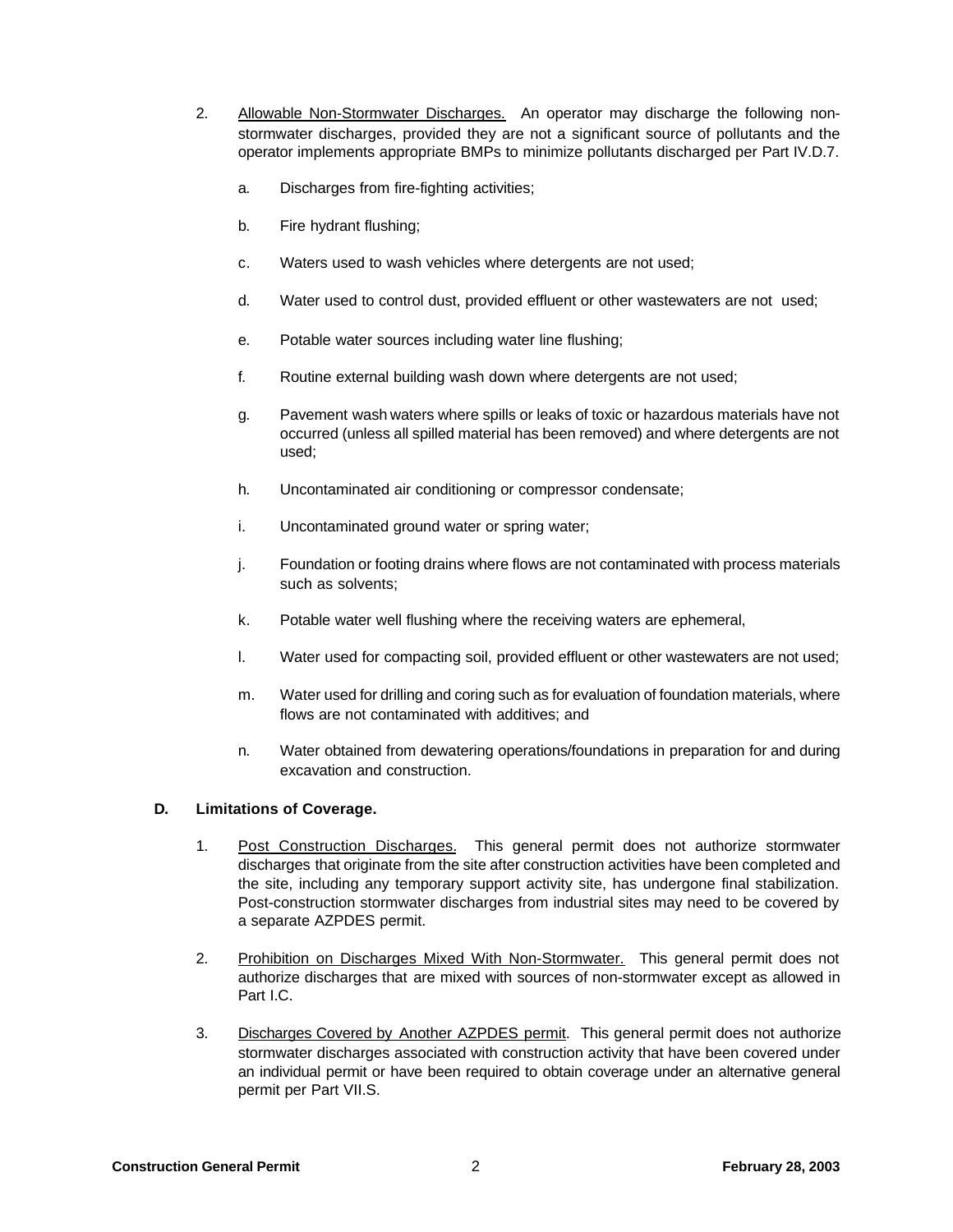2. Allowable Non-Stormwater Discharges. An operator may discharge the following non-stormwater discharges, provided they are not a significant source of pollutants and the operator implements appropriate BMPs to minimize pollutants discharged per Part IV.D.7.

   a. Discharges from fire-fighting activities;

   b. Fire hydrant flushing;

   c. Waters used to wash vehicles where detergents are not used;

   d. Water used to control dust, provided effluent or other wastewaters are not used;

   e. Potable water sources including water line flushing;

   f. Routine external building wash down where detergents are not used;

   g. Pavement wash waters where spills or leaks of toxic or hazardous materials have not occurred (unless all spilled material has been removed) and where detergents are not used;

   h. Uncontaminated air conditioning or compressor condensate;

   i. Uncontaminated ground water or spring water;

   j. Foundation or footing drains where flows are not contaminated with process materials such as solvents;

   k. Potable water well flushing where the receiving waters are ephemeral,

   l. Water used for compacting soil, provided effluent or other wastewaters are not used;

   m. Water used for drilling and coring such as for evaluation of foundation materials, where flows are not contaminated with additives; and

   n. Water obtained from dewatering operations/foundations in preparation for and during excavation and construction.

**D. Limitations of Coverage.**

1. Post Construction Discharges. This general permit does not authorize stormwater discharges that originate from the site after construction activities have been completed and the site, including any temporary support activity site, has undergone final stabilization. Post-construction stormwater discharges from industrial sites may need to be covered by a separate AZPDES permit.

2. Prohibition on Discharges Mixed With Non-Stormwater. This general permit does not authorize discharges that are mixed with sources of non-stormwater except as allowed in Part I.C.

3. Discharges Covered by Another AZPDES permit. This general permit does not authorize stormwater discharges associated with construction activity that have been covered under an individual permit or have been required to obtain coverage under an alternative general permit per Part VII.S.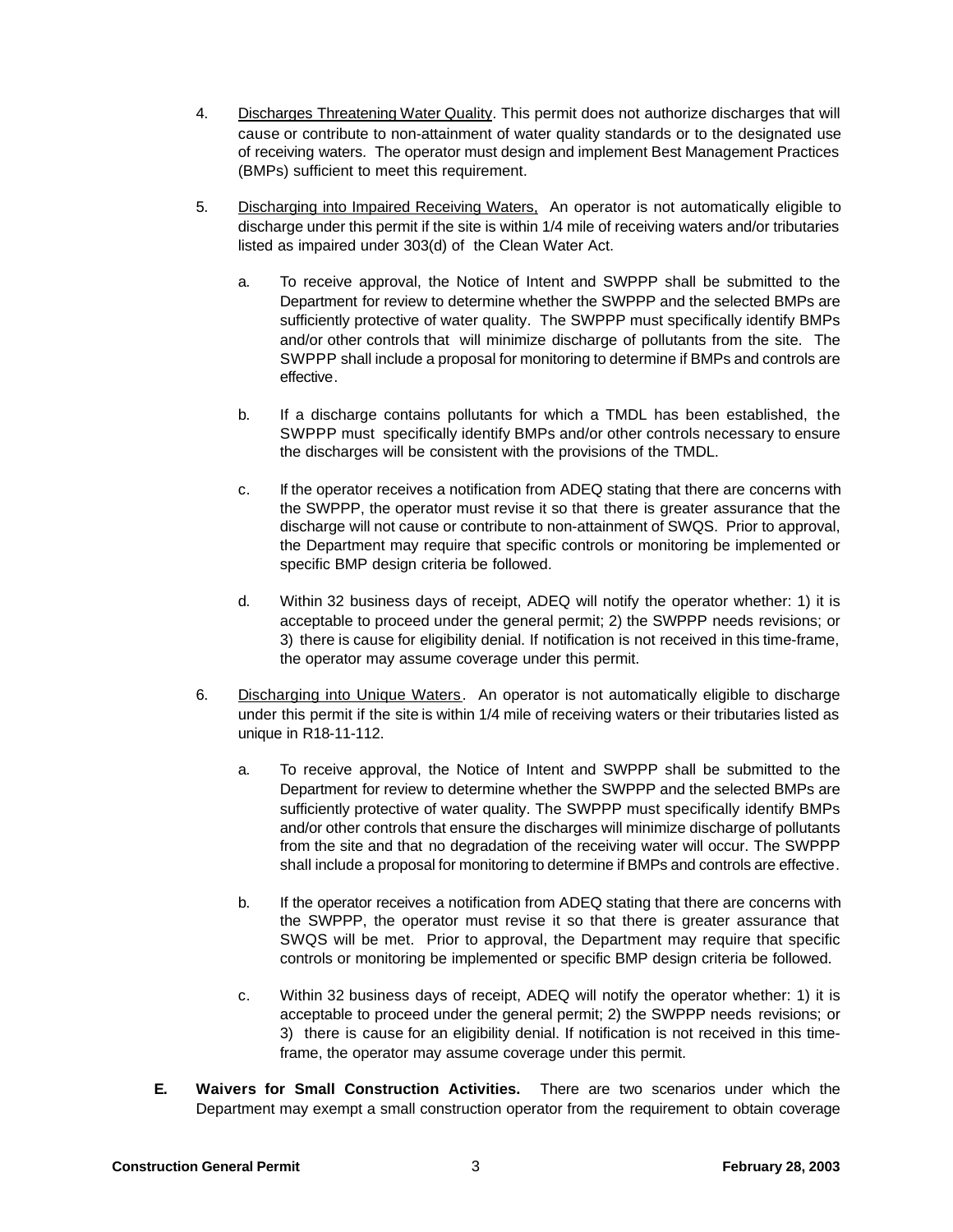4. Discharges Threatening Water Quality. This permit does not authorize discharges that will cause or contribute to non-attainment of water quality standards or to the designated use of receiving waters. The operator must design and implement Best Management Practices (BMPs) sufficient to meet this requirement.

5. Discharging into Impaired Receiving Waters, An operator is not automatically eligible to discharge under this permit if the site is within 1/4 mile of receiving waters and/or tributaries listed as impaired under 303(d) of the Clean Water Act.

   a. To receive approval, the Notice of Intent and SWPPP shall be submitted to the Department for review to determine whether the SWPPP and the selected BMPs are sufficiently protective of water quality. The SWPPP must specifically identify BMPs and/or other controls that will minimize discharge of pollutants from the site. The SWPPP shall include a proposal for monitoring to determine if BMPs and controls are effective.

   b. If a discharge contains pollutants for which a TMDL has been established, the SWPPP must specifically identify BMPs and/or other controls necessary to ensure the discharges will be consistent with the provisions of the TMDL.

   c. If the operator receives a notification from ADEQ stating that there are concerns with the SWPPP, the operator must revise it so that there is greater assurance that the discharge will not cause or contribute to non-attainment of SWQS. Prior to approval, the Department may require that specific controls or monitoring be implemented or specific BMP design criteria be followed.

   d. Within 32 business days of receipt, ADEQ will notify the operator whether: 1) it is acceptable to proceed under the general permit; 2) the SWPPP needs revisions; or 3) there is cause for eligibility denial. If notification is not received in this time-frame, the operator may assume coverage under this permit.

6. Discharging into Unique Waters. An operator is not automatically eligible to discharge under this permit if the site is within 1/4 mile of receiving waters or their tributaries listed as unique in R18-11-112.

   a. To receive approval, the Notice of Intent and SWPPP shall be submitted to the Department for review to determine whether the SWPPP and the selected BMPs are sufficiently protective of water quality. The SWPPP must specifically identify BMPs and/or other controls that ensure the discharges will minimize discharge of pollutants from the site and that no degradation of the receiving water will occur. The SWPPP shall include a proposal for monitoring to determine if BMPs and controls are effective.

   b. If the operator receives a notification from ADEQ stating that there are concerns with the SWPPP, the operator must revise it so that there is greater assurance that SWQS will be met. Prior to approval, the Department may require that specific controls or monitoring be implemented or specific BMP design criteria be followed.

   c. Within 32 business days of receipt, ADEQ will notify the operator whether: 1) it is acceptable to proceed under the general permit; 2) the SWPPP needs revisions; or 3) there is cause for an eligibility denial. If notification is not received in this time-frame, the operator may assume coverage under this permit.

**E. Waivers for Small Construction Activities.** There are two scenarios under which the Department may exempt a small construction operator from the requirement to obtain coverage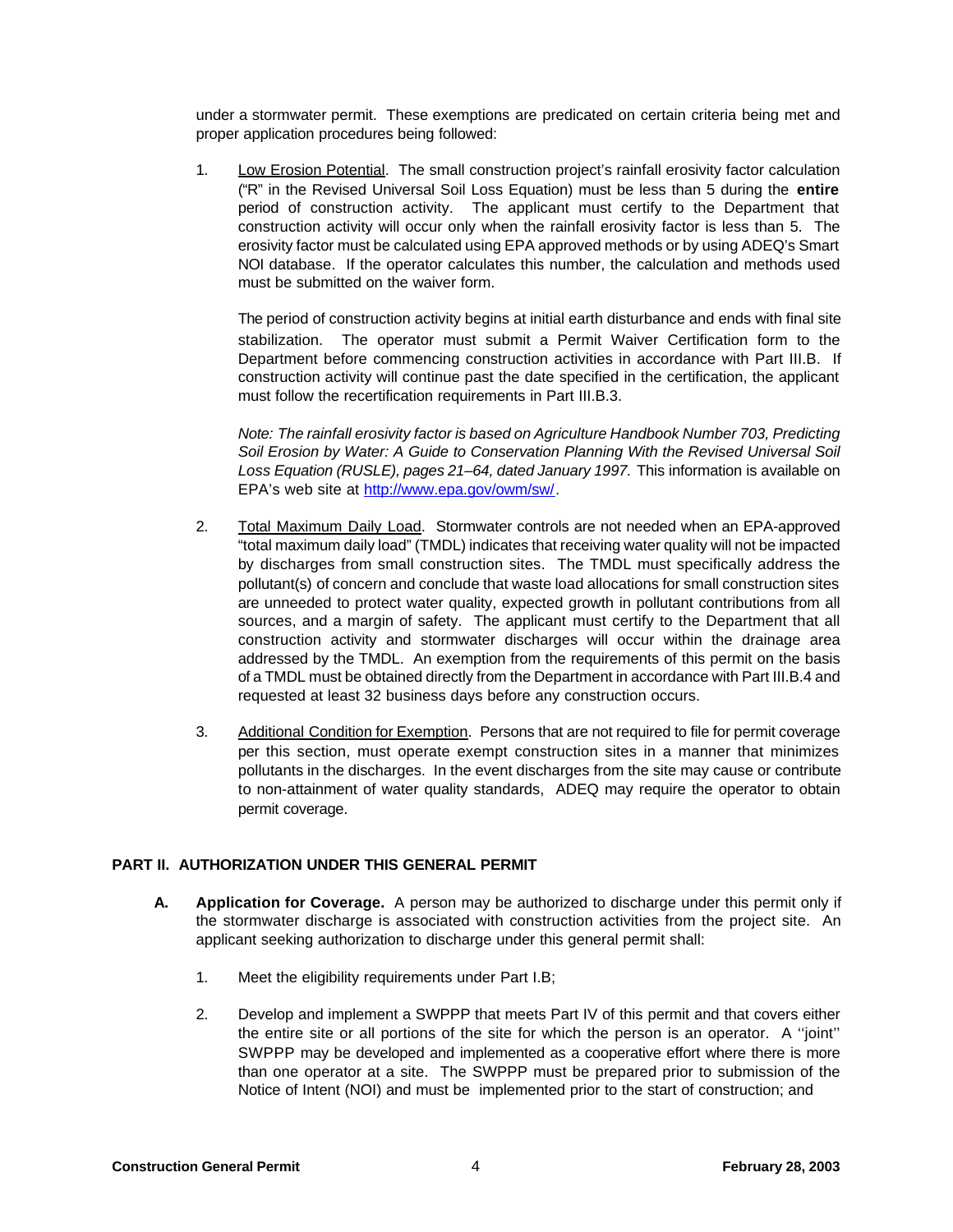under a stormwater permit. These exemptions are predicated on certain criteria being met and proper application procedures being followed:

1. Low Erosion Potential. The small construction project's rainfall erosivity factor calculation ("R" in the Revised Universal Soil Loss Equation) must be less than 5 during the **entire** period of construction activity. The applicant must certify to the Department that construction activity will occur only when the rainfall erosivity factor is less than 5. The erosivity factor must be calculated using EPA approved methods or by using ADEQ's Smart NOI database. If the operator calculates this number, the calculation and methods used must be submitted on the waiver form.

   The period of construction activity begins at initial earth disturbance and ends with final site stabilization. The operator must submit a Permit Waiver Certification form to the Department before commencing construction activities in accordance with Part III.B. If construction activity will continue past the date specified in the certification, the applicant must follow the recertification requirements in Part III.B.3.

   *Note: The rainfall erosivity factor is based on Agriculture Handbook Number 703, Predicting Soil Erosion by Water: A Guide to Conservation Planning With the Revised Universal Soil Loss Equation (RUSLE), pages 21–64, dated January 1997.* This information is available on EPA's web site at http://www.epa.gov/owm/sw/.

2. Total Maximum Daily Load. Stormwater controls are not needed when an EPA-approved "total maximum daily load" (TMDL) indicates that receiving water quality will not be impacted by discharges from small construction sites. The TMDL must specifically address the pollutant(s) of concern and conclude that waste load allocations for small construction sites are unneeded to protect water quality, expected growth in pollutant contributions from all sources, and a margin of safety. The applicant must certify to the Department that all construction activity and stormwater discharges will occur within the drainage area addressed by the TMDL. An exemption from the requirements of this permit on the basis of a TMDL must be obtained directly from the Department in accordance with Part III.B.4 and requested at least 32 business days before any construction occurs.

3. Additional Condition for Exemption. Persons that are not required to file for permit coverage per this section, must operate exempt construction sites in a manner that minimizes pollutants in the discharges. In the event discharges from the site may cause or contribute to non-attainment of water quality standards, ADEQ may require the operator to obtain permit coverage.

## PART II. AUTHORIZATION UNDER THIS GENERAL PERMIT

**A. Application for Coverage.** A person may be authorized to discharge under this permit only if the stormwater discharge is associated with construction activities from the project site. An applicant seeking authorization to discharge under this general permit shall:

1. Meet the eligibility requirements under Part I.B;

2. Develop and implement a SWPPP that meets Part IV of this permit and that covers either the entire site or all portions of the site for which the person is an operator. A ''joint'' SWPPP may be developed and implemented as a cooperative effort where there is more than one operator at a site. The SWPPP must be prepared prior to submission of the Notice of Intent (NOI) and must be implemented prior to the start of construction; and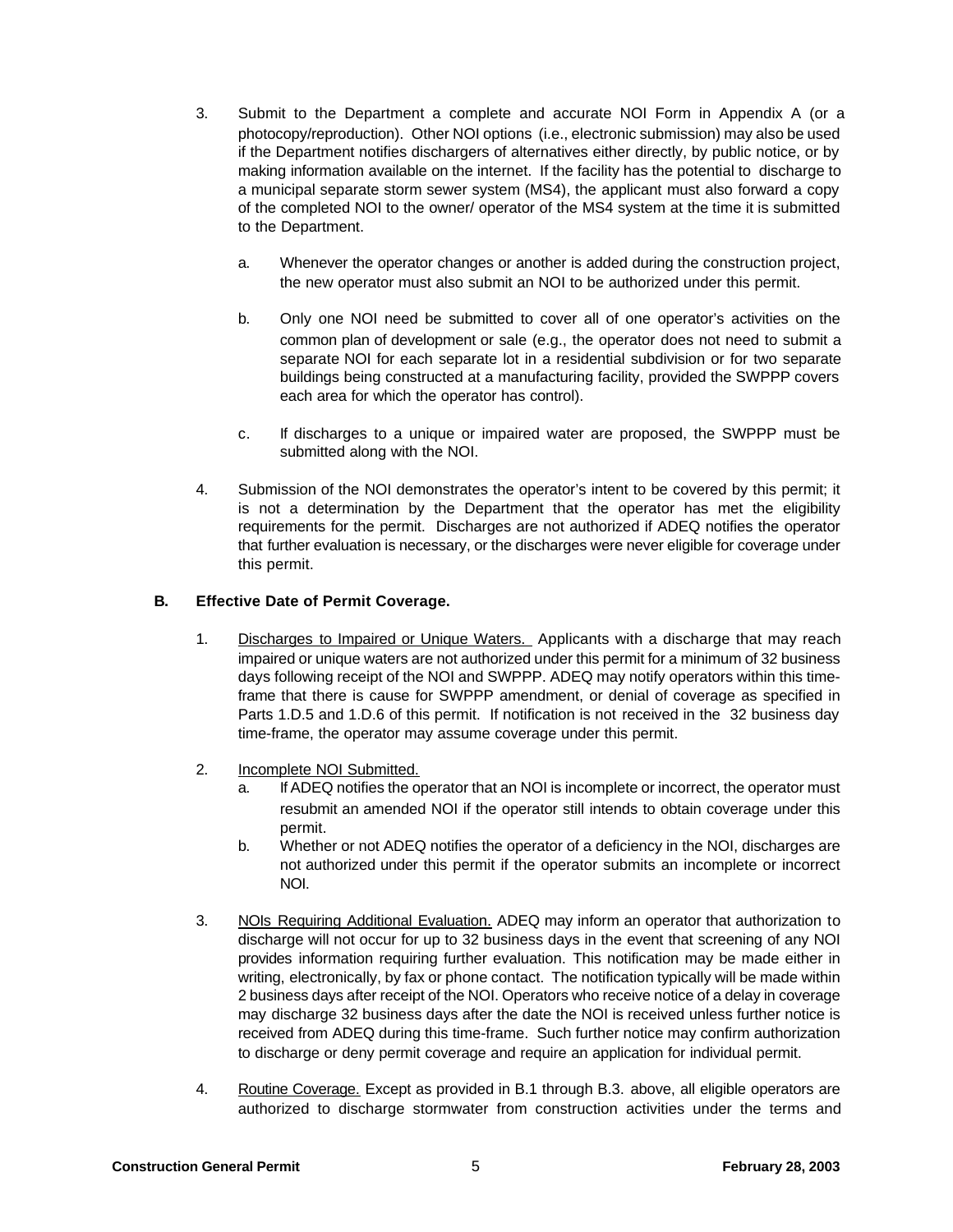3. Submit to the Department a complete and accurate NOI Form in Appendix A (or a photocopy/reproduction). Other NOI options (i.e., electronic submission) may also be used if the Department notifies dischargers of alternatives either directly, by public notice, or by making information available on the internet. If the facility has the potential to discharge to a municipal separate storm sewer system (MS4), the applicant must also forward a copy of the completed NOI to the owner/ operator of the MS4 system at the time it is submitted to the Department.

   a. Whenever the operator changes or another is added during the construction project, the new operator must also submit an NOI to be authorized under this permit.

   b. Only one NOI need be submitted to cover all of one operator's activities on the common plan of development or sale (e.g., the operator does not need to submit a separate NOI for each separate lot in a residential subdivision or for two separate buildings being constructed at a manufacturing facility, provided the SWPPP covers each area for which the operator has control).

   c. If discharges to a unique or impaired water are proposed, the SWPPP must be submitted along with the NOI.

4. Submission of the NOI demonstrates the operator's intent to be covered by this permit; it is not a determination by the Department that the operator has met the eligibility requirements for the permit. Discharges are not authorized if ADEQ notifies the operator that further evaluation is necessary, or the discharges were never eligible for coverage under this permit.

**B. Effective Date of Permit Coverage.**

1. Discharges to Impaired or Unique Waters. Applicants with a discharge that may reach impaired or unique waters are not authorized under this permit for a minimum of 32 business days following receipt of the NOI and SWPPP. ADEQ may notify operators within this time-frame that there is cause for SWPPP amendment, or denial of coverage as specified in Parts 1.D.5 and 1.D.6 of this permit. If notification is not received in the 32 business day time-frame, the operator may assume coverage under this permit.

2. Incomplete NOI Submitted.
   a. If ADEQ notifies the operator that an NOI is incomplete or incorrect, the operator must resubmit an amended NOI if the operator still intends to obtain coverage under this permit.
   b. Whether or not ADEQ notifies the operator of a deficiency in the NOI, discharges are not authorized under this permit if the operator submits an incomplete or incorrect NOI.

3. NOIs Requiring Additional Evaluation. ADEQ may inform an operator that authorization to discharge will not occur for up to 32 business days in the event that screening of any NOI provides information requiring further evaluation. This notification may be made either in writing, electronically, by fax or phone contact. The notification typically will be made within 2 business days after receipt of the NOI. Operators who receive notice of a delay in coverage may discharge 32 business days after the date the NOI is received unless further notice is received from ADEQ during this time-frame. Such further notice may confirm authorization to discharge or deny permit coverage and require an application for individual permit.

4. Routine Coverage. Except as provided in B.1 through B.3. above, all eligible operators are authorized to discharge stormwater from construction activities under the terms and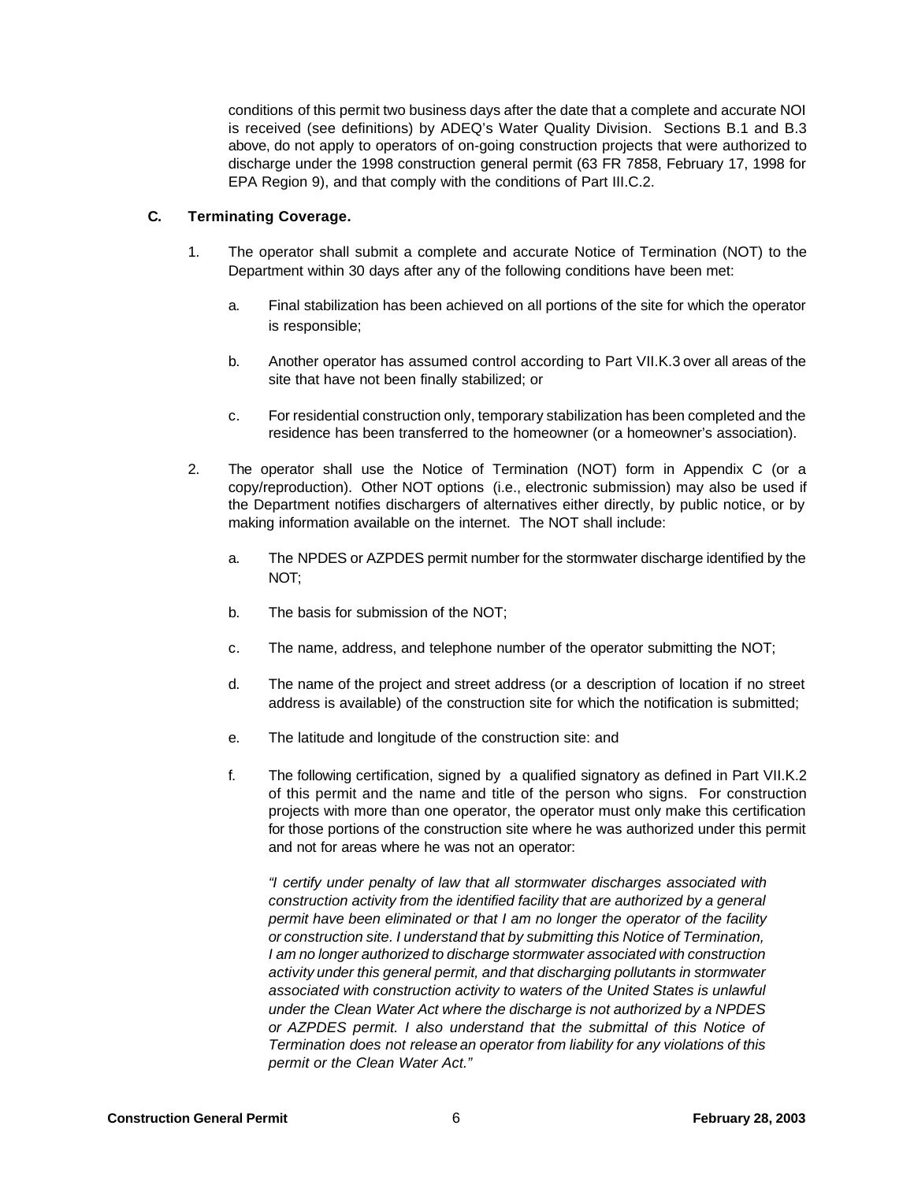conditions of this permit two business days after the date that a complete and accurate NOI is received (see definitions) by ADEQ's Water Quality Division. Sections B.1 and B.3 above, do not apply to operators of on-going construction projects that were authorized to discharge under the 1998 construction general permit (63 FR 7858, February 17, 1998 for EPA Region 9), and that comply with the conditions of Part III.C.2.

**C. Terminating Coverage.**

1. The operator shall submit a complete and accurate Notice of Termination (NOT) to the Department within 30 days after any of the following conditions have been met:

   a. Final stabilization has been achieved on all portions of the site for which the operator is responsible;

   b. Another operator has assumed control according to Part VII.K.3 over all areas of the site that have not been finally stabilized; or

   c. For residential construction only, temporary stabilization has been completed and the residence has been transferred to the homeowner (or a homeowner's association).

2. The operator shall use the Notice of Termination (NOT) form in Appendix C (or a copy/reproduction). Other NOT options (i.e., electronic submission) may also be used if the Department notifies dischargers of alternatives either directly, by public notice, or by making information available on the internet. The NOT shall include:

   a. The NPDES or AZPDES permit number for the stormwater discharge identified by the NOT;

   b. The basis for submission of the NOT;

   c. The name, address, and telephone number of the operator submitting the NOT;

   d. The name of the project and street address (or a description of location if no street address is available) of the construction site for which the notification is submitted;

   e. The latitude and longitude of the construction site: and

   f. The following certification, signed by a qualified signatory as defined in Part VII.K.2 of this permit and the name and title of the person who signs. For construction projects with more than one operator, the operator must only make this certification for those portions of the construction site where he was authorized under this permit and not for areas where he was not an operator:

      *"I certify under penalty of law that all stormwater discharges associated with construction activity from the identified facility that are authorized by a general permit have been eliminated or that I am no longer the operator of the facility or construction site. I understand that by submitting this Notice of Termination, I am no longer authorized to discharge stormwater associated with construction activity under this general permit, and that discharging pollutants in stormwater associated with construction activity to waters of the United States is unlawful under the Clean Water Act where the discharge is not authorized by a NPDES or AZPDES permit. I also understand that the submittal of this Notice of Termination does not release an operator from liability for any violations of this permit or the Clean Water Act."*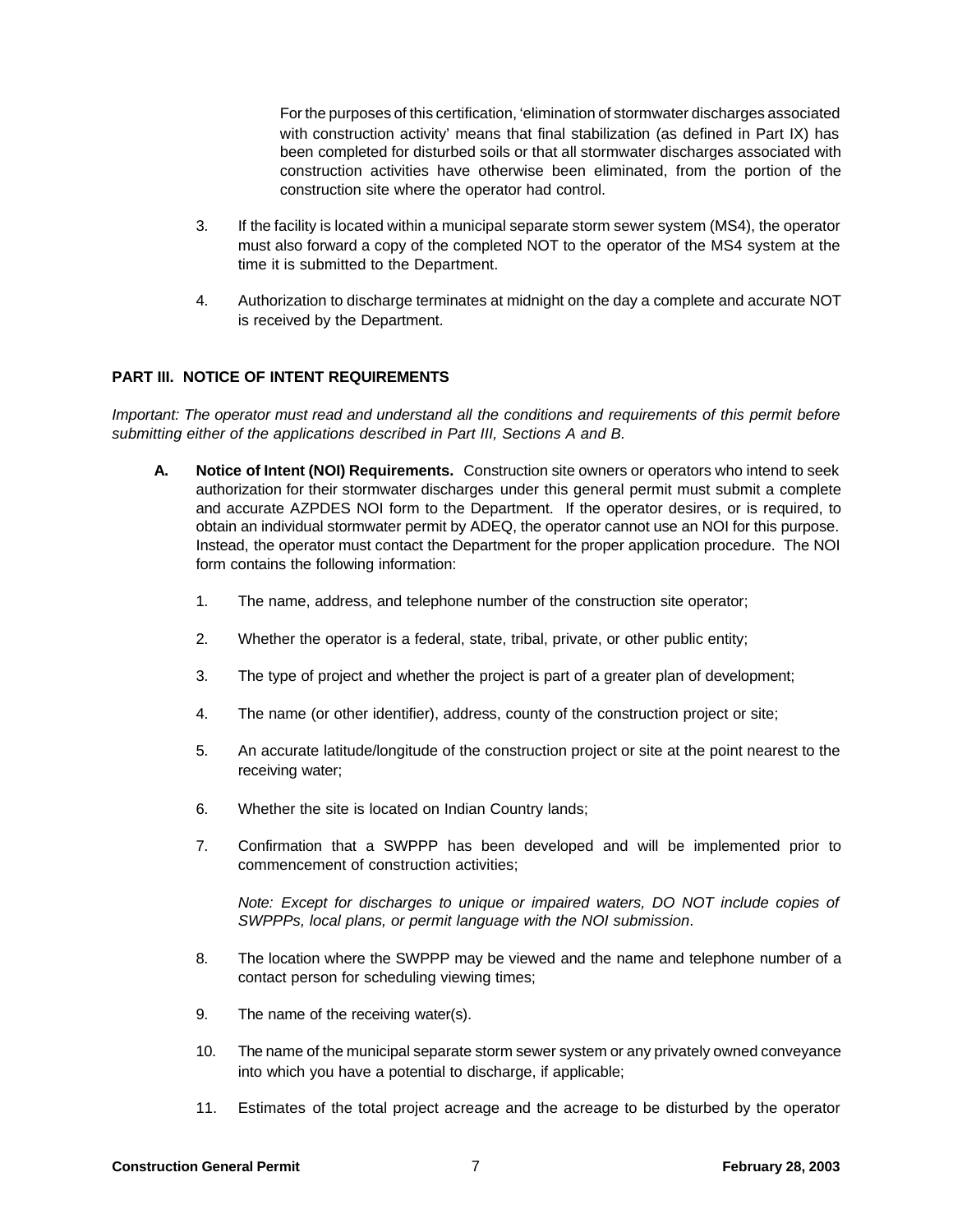For the purposes of this certification, 'elimination of stormwater discharges associated with construction activity' means that final stabilization (as defined in Part IX) has been completed for disturbed soils or that all stormwater discharges associated with construction activities have otherwise been eliminated, from the portion of the construction site where the operator had control.

3. If the facility is located within a municipal separate storm sewer system (MS4), the operator must also forward a copy of the completed NOT to the operator of the MS4 system at the time it is submitted to the Department.

4. Authorization to discharge terminates at midnight on the day a complete and accurate NOT is received by the Department.

## PART III. NOTICE OF INTENT REQUIREMENTS

*Important: The operator must read and understand all the conditions and requirements of this permit before submitting either of the applications described in Part III, Sections A and B.*

**A. Notice of Intent (NOI) Requirements.** Construction site owners or operators who intend to seek authorization for their stormwater discharges under this general permit must submit a complete and accurate AZPDES NOI form to the Department. If the operator desires, or is required, to obtain an individual stormwater permit by ADEQ, the operator cannot use an NOI for this purpose. Instead, the operator must contact the Department for the proper application procedure. The NOI form contains the following information:

1. The name, address, and telephone number of the construction site operator;

2. Whether the operator is a federal, state, tribal, private, or other public entity;

3. The type of project and whether the project is part of a greater plan of development;

4. The name (or other identifier), address, county of the construction project or site;

5. An accurate latitude/longitude of the construction project or site at the point nearest to the receiving water;

6. Whether the site is located on Indian Country lands;

7. Confirmation that a SWPPP has been developed and will be implemented prior to commencement of construction activities;

   *Note: Except for discharges to unique or impaired waters, DO NOT include copies of SWPPPs, local plans, or permit language with the NOI submission*.

8. The location where the SWPPP may be viewed and the name and telephone number of a contact person for scheduling viewing times;

9. The name of the receiving water(s).

10. The name of the municipal separate storm sewer system or any privately owned conveyance into which you have a potential to discharge, if applicable;

11. Estimates of the total project acreage and the acreage to be disturbed by the operator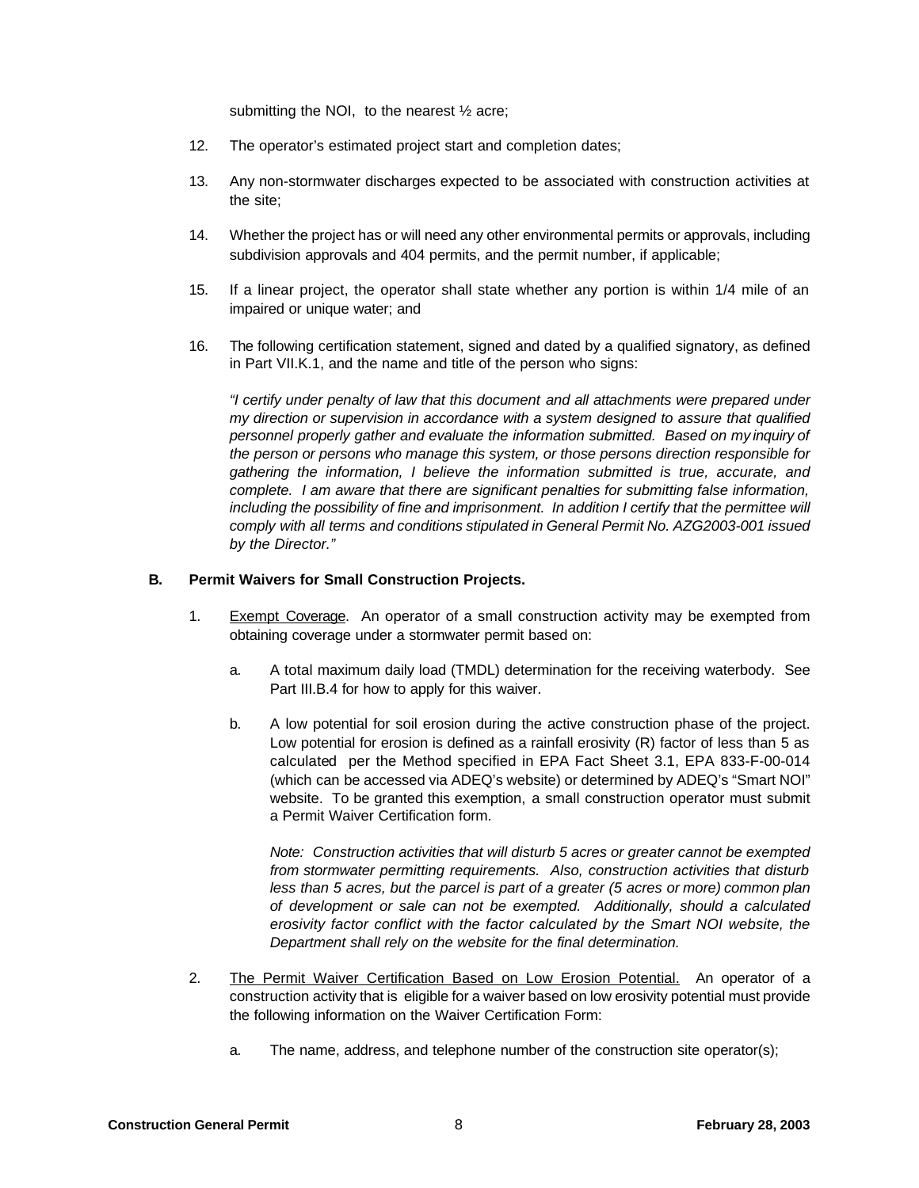submitting the NOI, to the nearest ½ acre;

12. The operator's estimated project start and completion dates;

13. Any non-stormwater discharges expected to be associated with construction activities at the site;

14. Whether the project has or will need any other environmental permits or approvals, including subdivision approvals and 404 permits, and the permit number, if applicable;

15. If a linear project, the operator shall state whether any portion is within 1/4 mile of an impaired or unique water; and

16. The following certification statement, signed and dated by a qualified signatory, as defined in Part VII.K.1, and the name and title of the person who signs:

    *"I certify under penalty of law that this document and all attachments were prepared under my direction or supervision in accordance with a system designed to assure that qualified personnel properly gather and evaluate the information submitted. Based on my inquiry of the person or persons who manage this system, or those persons direction responsible for gathering the information, I believe the information submitted is true, accurate, and complete. I am aware that there are significant penalties for submitting false information, including the possibility of fine and imprisonment. In addition I certify that the permittee will comply with all terms and conditions stipulated in General Permit No. AZG2003-001 issued by the Director."*

**B. Permit Waivers for Small Construction Projects.**

1. Exempt Coverage. An operator of a small construction activity may be exempted from obtaining coverage under a stormwater permit based on:

    a. A total maximum daily load (TMDL) determination for the receiving waterbody. See Part III.B.4 for how to apply for this waiver.

    b. A low potential for soil erosion during the active construction phase of the project. Low potential for erosion is defined as a rainfall erosivity (R) factor of less than 5 as calculated per the Method specified in EPA Fact Sheet 3.1, EPA 833-F-00-014 (which can be accessed via ADEQ's website) or determined by ADEQ's "Smart NOI" website. To be granted this exemption, a small construction operator must submit a Permit Waiver Certification form.

    *Note: Construction activities that will disturb 5 acres or greater cannot be exempted from stormwater permitting requirements. Also, construction activities that disturb less than 5 acres, but the parcel is part of a greater (5 acres or more) common plan of development or sale can not be exempted. Additionally, should a calculated erosivity factor conflict with the factor calculated by the Smart NOI website, the Department shall rely on the website for the final determination.*

2. The Permit Waiver Certification Based on Low Erosion Potential. An operator of a construction activity that is eligible for a waiver based on low erosivity potential must provide the following information on the Waiver Certification Form:

    a. The name, address, and telephone number of the construction site operator(s);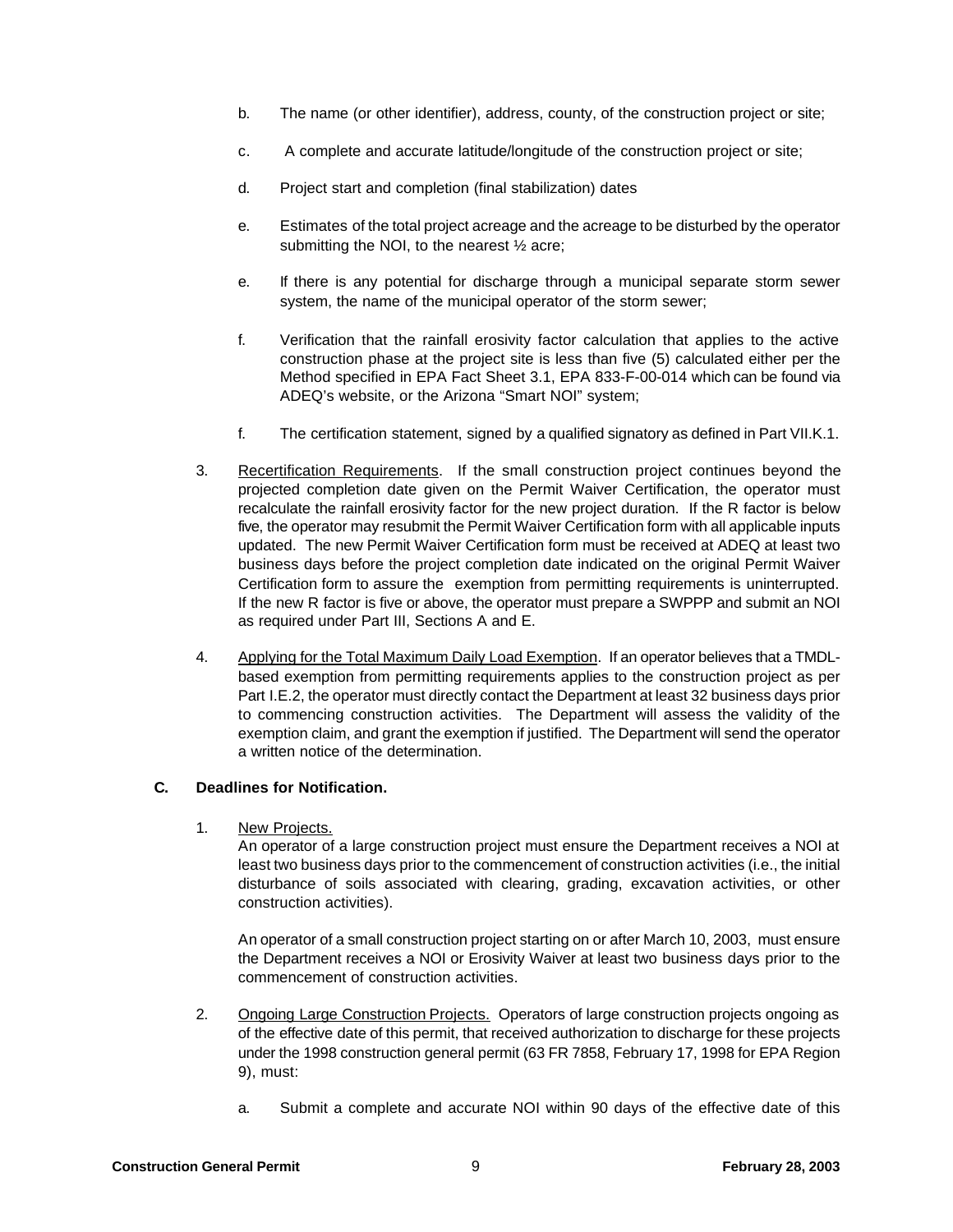b. The name (or other identifier), address, county, of the construction project or site;

c. A complete and accurate latitude/longitude of the construction project or site;

d. Project start and completion (final stabilization) dates

e. Estimates of the total project acreage and the acreage to be disturbed by the operator submitting the NOI, to the nearest ½ acre;

e. If there is any potential for discharge through a municipal separate storm sewer system, the name of the municipal operator of the storm sewer;

f. Verification that the rainfall erosivity factor calculation that applies to the active construction phase at the project site is less than five (5) calculated either per the Method specified in EPA Fact Sheet 3.1, EPA 833-F-00-014 which can be found via ADEQ's website, or the Arizona "Smart NOI" system;

f. The certification statement, signed by a qualified signatory as defined in Part VII.K.1.

3. Recertification Requirements. If the small construction project continues beyond the projected completion date given on the Permit Waiver Certification, the operator must recalculate the rainfall erosivity factor for the new project duration. If the R factor is below five, the operator may resubmit the Permit Waiver Certification form with all applicable inputs updated. The new Permit Waiver Certification form must be received at ADEQ at least two business days before the project completion date indicated on the original Permit Waiver Certification form to assure the exemption from permitting requirements is uninterrupted. If the new R factor is five or above, the operator must prepare a SWPPP and submit an NOI as required under Part III, Sections A and E.

4. Applying for the Total Maximum Daily Load Exemption. If an operator believes that a TMDL-based exemption from permitting requirements applies to the construction project as per Part I.E.2, the operator must directly contact the Department at least 32 business days prior to commencing construction activities. The Department will assess the validity of the exemption claim, and grant the exemption if justified. The Department will send the operator a written notice of the determination.

**C. Deadlines for Notification.**

1. New Projects.

   An operator of a large construction project must ensure the Department receives a NOI at least two business days prior to the commencement of construction activities (i.e., the initial disturbance of soils associated with clearing, grading, excavation activities, or other construction activities).

   An operator of a small construction project starting on or after March 10, 2003, must ensure the Department receives a NOI or Erosivity Waiver at least two business days prior to the commencement of construction activities.

2. Ongoing Large Construction Projects. Operators of large construction projects ongoing as of the effective date of this permit, that received authorization to discharge for these projects under the 1998 construction general permit (63 FR 7858, February 17, 1998 for EPA Region 9), must:

   a. Submit a complete and accurate NOI within 90 days of the effective date of this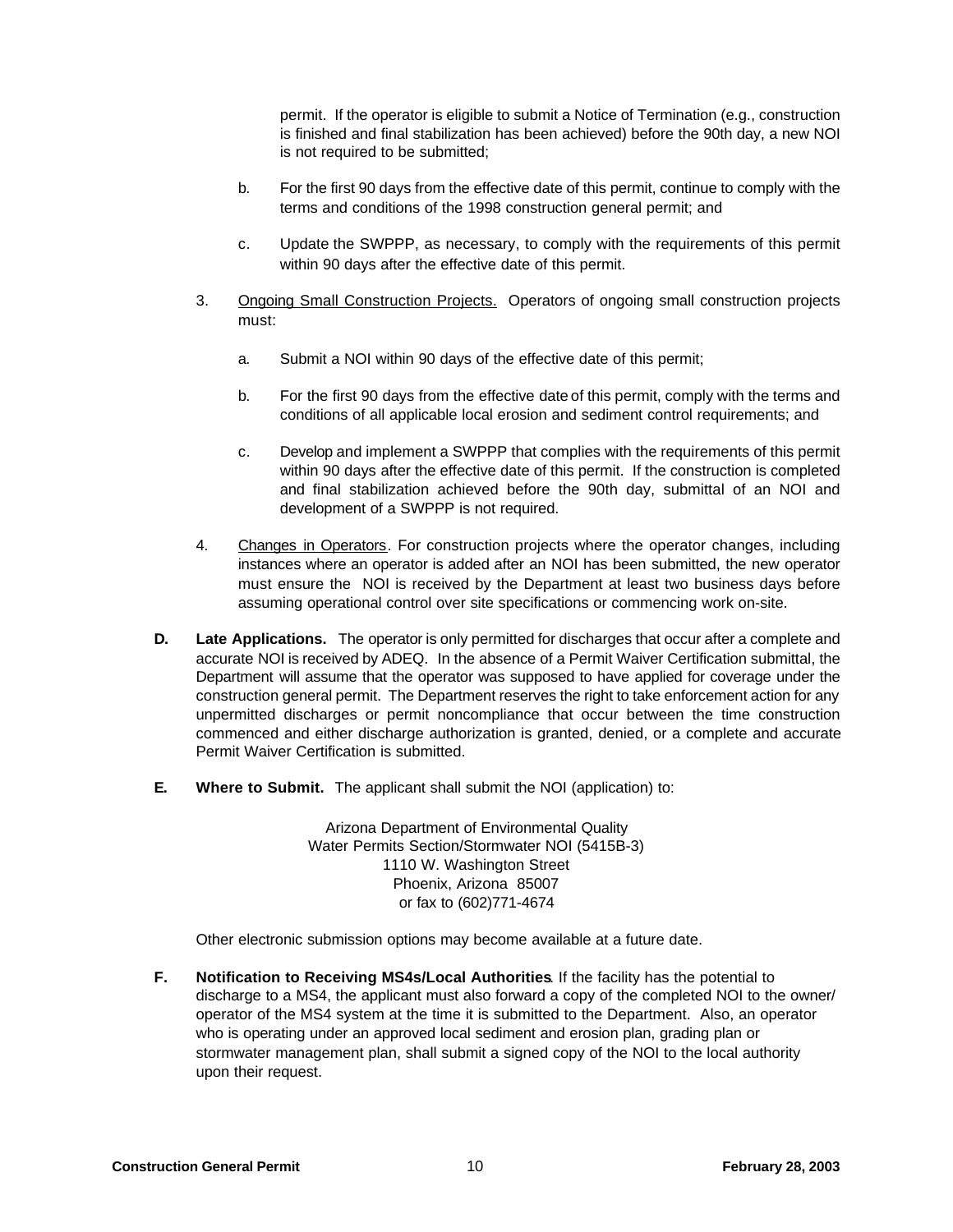permit. If the operator is eligible to submit a Notice of Termination (e.g., construction is finished and final stabilization has been achieved) before the 90th day, a new NOI is not required to be submitted;

b. For the first 90 days from the effective date of this permit, continue to comply with the terms and conditions of the 1998 construction general permit; and

c. Update the SWPPP, as necessary, to comply with the requirements of this permit within 90 days after the effective date of this permit.

3. Ongoing Small Construction Projects. Operators of ongoing small construction projects must:

a. Submit a NOI within 90 days of the effective date of this permit;

b. For the first 90 days from the effective date of this permit, comply with the terms and conditions of all applicable local erosion and sediment control requirements; and

c. Develop and implement a SWPPP that complies with the requirements of this permit within 90 days after the effective date of this permit. If the construction is completed and final stabilization achieved before the 90th day, submittal of an NOI and development of a SWPPP is not required.

4. Changes in Operators. For construction projects where the operator changes, including instances where an operator is added after an NOI has been submitted, the new operator must ensure the NOI is received by the Department at least two business days before assuming operational control over site specifications or commencing work on-site.

**D. Late Applications.** The operator is only permitted for discharges that occur after a complete and accurate NOI is received by ADEQ. In the absence of a Permit Waiver Certification submittal, the Department will assume that the operator was supposed to have applied for coverage under the construction general permit. The Department reserves the right to take enforcement action for any unpermitted discharges or permit noncompliance that occur between the time construction commenced and either discharge authorization is granted, denied, or a complete and accurate Permit Waiver Certification is submitted.

**E. Where to Submit.** The applicant shall submit the NOI (application) to:

Arizona Department of Environmental Quality
Water Permits Section/Stormwater NOI (5415B-3)
1110 W. Washington Street
Phoenix, Arizona 85007
or fax to (602)771-4674

Other electronic submission options may become available at a future date.

**F. Notification to Receiving MS4s/Local Authorities**. If the facility has the potential to discharge to a MS4, the applicant must also forward a copy of the completed NOI to the owner/operator of the MS4 system at the time it is submitted to the Department. Also, an operator who is operating under an approved local sediment and erosion plan, grading plan or stormwater management plan, shall submit a signed copy of the NOI to the local authority upon their request.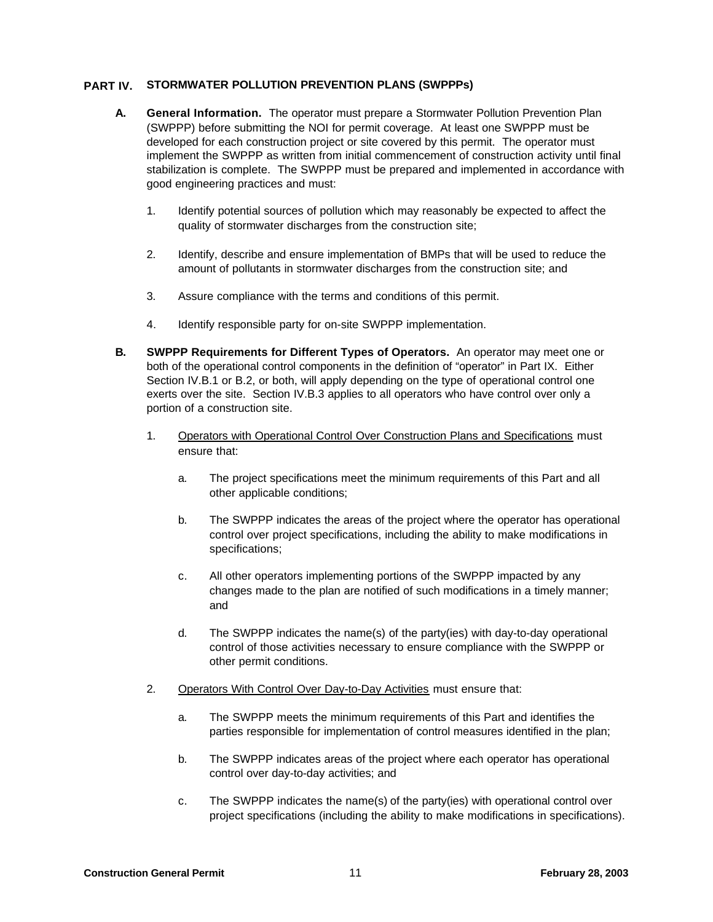## PART IV. STORMWATER POLLUTION PREVENTION PLANS (SWPPPs)

**A. General Information.** The operator must prepare a Stormwater Pollution Prevention Plan (SWPPP) before submitting the NOI for permit coverage. At least one SWPPP must be developed for each construction project or site covered by this permit. The operator must implement the SWPPP as written from initial commencement of construction activity until final stabilization is complete. The SWPPP must be prepared and implemented in accordance with good engineering practices and must:

1. Identify potential sources of pollution which may reasonably be expected to affect the quality of stormwater discharges from the construction site;

2. Identify, describe and ensure implementation of BMPs that will be used to reduce the amount of pollutants in stormwater discharges from the construction site; and

3. Assure compliance with the terms and conditions of this permit.

4. Identify responsible party for on-site SWPPP implementation.

**B. SWPPP Requirements for Different Types of Operators.** An operator may meet one or both of the operational control components in the definition of "operator" in Part IX. Either Section IV.B.1 or B.2, or both, will apply depending on the type of operational control one exerts over the site. Section IV.B.3 applies to all operators who have control over only a portion of a construction site.

1. Operators with Operational Control Over Construction Plans and Specifications must ensure that:

   a. The project specifications meet the minimum requirements of this Part and all other applicable conditions;

   b. The SWPPP indicates the areas of the project where the operator has operational control over project specifications, including the ability to make modifications in specifications;

   c. All other operators implementing portions of the SWPPP impacted by any changes made to the plan are notified of such modifications in a timely manner; and

   d. The SWPPP indicates the name(s) of the party(ies) with day-to-day operational control of those activities necessary to ensure compliance with the SWPPP or other permit conditions.

2. Operators With Control Over Day-to-Day Activities must ensure that:

   a. The SWPPP meets the minimum requirements of this Part and identifies the parties responsible for implementation of control measures identified in the plan;

   b. The SWPPP indicates areas of the project where each operator has operational control over day-to-day activities; and

   c. The SWPPP indicates the name(s) of the party(ies) with operational control over project specifications (including the ability to make modifications in specifications).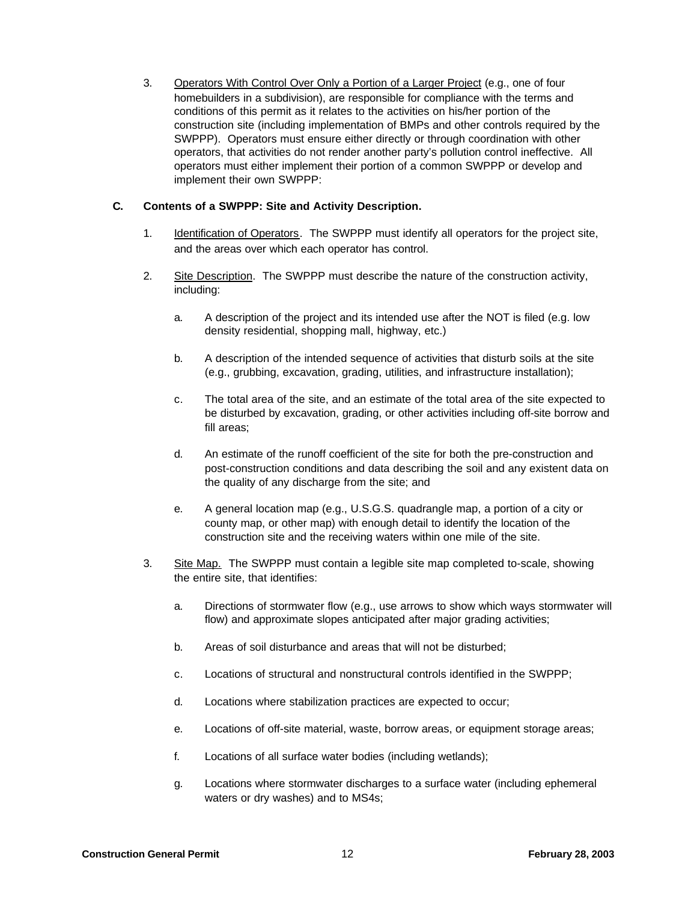3. Operators With Control Over Only a Portion of a Larger Project (e.g., one of four homebuilders in a subdivision), are responsible for compliance with the terms and conditions of this permit as it relates to the activities on his/her portion of the construction site (including implementation of BMPs and other controls required by the SWPPP). Operators must ensure either directly or through coordination with other operators, that activities do not render another party's pollution control ineffective. All operators must either implement their portion of a common SWPPP or develop and implement their own SWPPP:

**C. Contents of a SWPPP: Site and Activity Description.**

1. Identification of Operators. The SWPPP must identify all operators for the project site, and the areas over which each operator has control.

2. Site Description. The SWPPP must describe the nature of the construction activity, including:

   a. A description of the project and its intended use after the NOT is filed (e.g. low density residential, shopping mall, highway, etc.)

   b. A description of the intended sequence of activities that disturb soils at the site (e.g., grubbing, excavation, grading, utilities, and infrastructure installation);

   c. The total area of the site, and an estimate of the total area of the site expected to be disturbed by excavation, grading, or other activities including off-site borrow and fill areas;

   d. An estimate of the runoff coefficient of the site for both the pre-construction and post-construction conditions and data describing the soil and any existent data on the quality of any discharge from the site; and

   e. A general location map (e.g., U.S.G.S. quadrangle map, a portion of a city or county map, or other map) with enough detail to identify the location of the construction site and the receiving waters within one mile of the site.

3. Site Map. The SWPPP must contain a legible site map completed to-scale, showing the entire site, that identifies:

   a. Directions of stormwater flow (e.g., use arrows to show which ways stormwater will flow) and approximate slopes anticipated after major grading activities;

   b. Areas of soil disturbance and areas that will not be disturbed;

   c. Locations of structural and nonstructural controls identified in the SWPPP;

   d. Locations where stabilization practices are expected to occur;

   e. Locations of off-site material, waste, borrow areas, or equipment storage areas;

   f. Locations of all surface water bodies (including wetlands);

   g. Locations where stormwater discharges to a surface water (including ephemeral waters or dry washes) and to MS4s;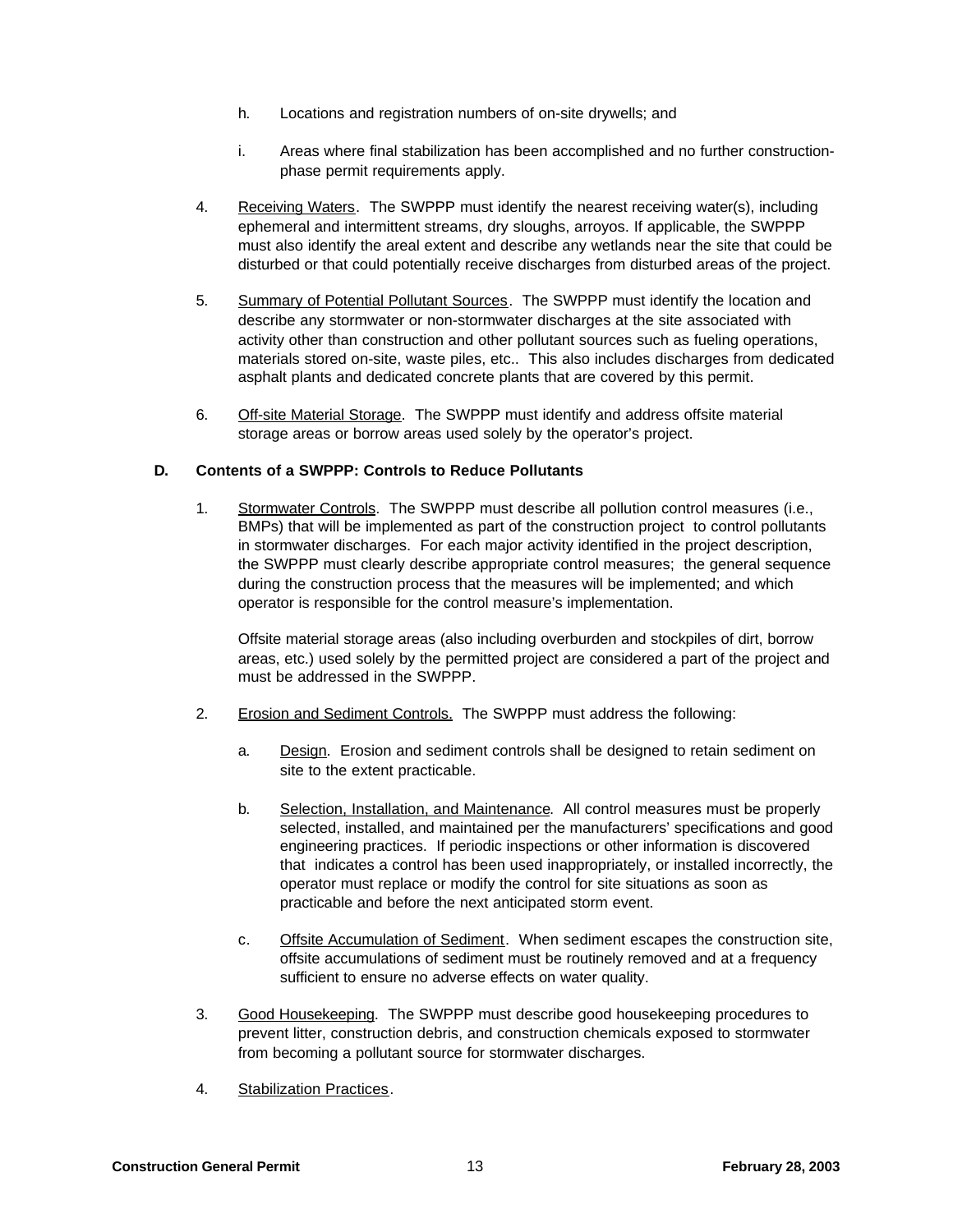h. Locations and registration numbers of on-site drywells; and

i. Areas where final stabilization has been accomplished and no further construction-phase permit requirements apply.

4. Receiving Waters. The SWPPP must identify the nearest receiving water(s), including ephemeral and intermittent streams, dry sloughs, arroyos. If applicable, the SWPPP must also identify the areal extent and describe any wetlands near the site that could be disturbed or that could potentially receive discharges from disturbed areas of the project.

5. Summary of Potential Pollutant Sources. The SWPPP must identify the location and describe any stormwater or non-stormwater discharges at the site associated with activity other than construction and other pollutant sources such as fueling operations, materials stored on-site, waste piles, etc.. This also includes discharges from dedicated asphalt plants and dedicated concrete plants that are covered by this permit.

6. Off-site Material Storage. The SWPPP must identify and address offsite material storage areas or borrow areas used solely by the operator's project.

## D. Contents of a SWPPP: Controls to Reduce Pollutants

1. Stormwater Controls. The SWPPP must describe all pollution control measures (i.e., BMPs) that will be implemented as part of the construction project to control pollutants in stormwater discharges. For each major activity identified in the project description, the SWPPP must clearly describe appropriate control measures; the general sequence during the construction process that the measures will be implemented; and which operator is responsible for the control measure's implementation.

   Offsite material storage areas (also including overburden and stockpiles of dirt, borrow areas, etc.) used solely by the permitted project are considered a part of the project and must be addressed in the SWPPP.

2. Erosion and Sediment Controls. The SWPPP must address the following:

   a. Design. Erosion and sediment controls shall be designed to retain sediment on site to the extent practicable.

   b. Selection, Installation, and Maintenance. All control measures must be properly selected, installed, and maintained per the manufacturers' specifications and good engineering practices. If periodic inspections or other information is discovered that indicates a control has been used inappropriately, or installed incorrectly, the operator must replace or modify the control for site situations as soon as practicable and before the next anticipated storm event.

   c. Offsite Accumulation of Sediment. When sediment escapes the construction site, offsite accumulations of sediment must be routinely removed and at a frequency sufficient to ensure no adverse effects on water quality.

3. Good Housekeeping. The SWPPP must describe good housekeeping procedures to prevent litter, construction debris, and construction chemicals exposed to stormwater from becoming a pollutant source for stormwater discharges.

4. Stabilization Practices.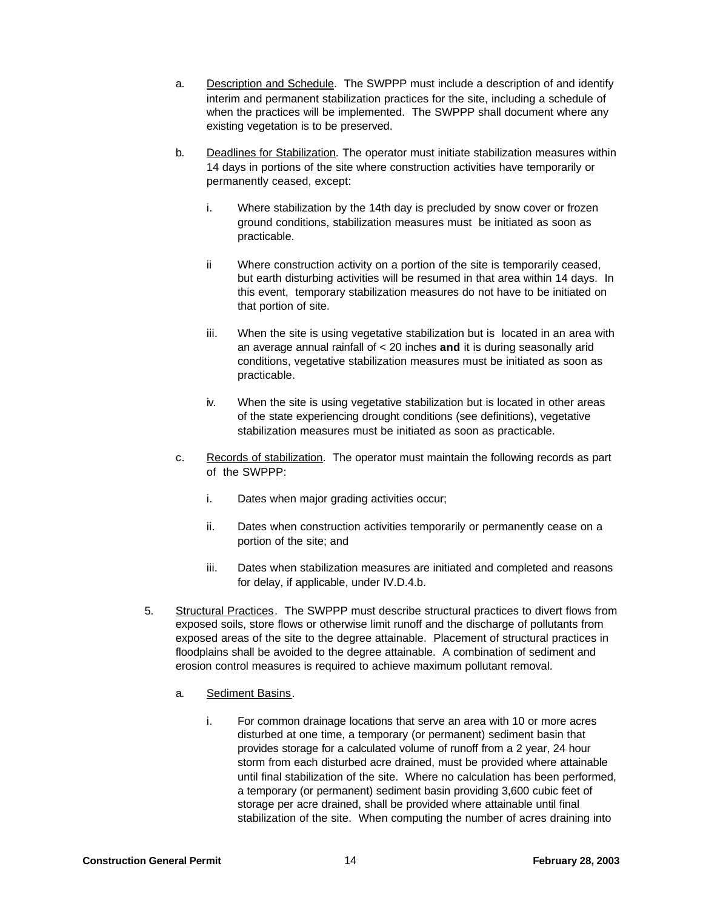a. Description and Schedule. The SWPPP must include a description of and identify interim and permanent stabilization practices for the site, including a schedule of when the practices will be implemented. The SWPPP shall document where any existing vegetation is to be preserved.

b. Deadlines for Stabilization. The operator must initiate stabilization measures within 14 days in portions of the site where construction activities have temporarily or permanently ceased, except:

   i. Where stabilization by the 14th day is precluded by snow cover or frozen ground conditions, stabilization measures must be initiated as soon as practicable.

   ii Where construction activity on a portion of the site is temporarily ceased, but earth disturbing activities will be resumed in that area within 14 days. In this event, temporary stabilization measures do not have to be initiated on that portion of site.

   iii. When the site is using vegetative stabilization but is located in an area with an average annual rainfall of < 20 inches **and** it is during seasonally arid conditions, vegetative stabilization measures must be initiated as soon as practicable.

   iv. When the site is using vegetative stabilization but is located in other areas of the state experiencing drought conditions (see definitions), vegetative stabilization measures must be initiated as soon as practicable.

c. Records of stabilization. The operator must maintain the following records as part of the SWPPP:

   i. Dates when major grading activities occur;

   ii. Dates when construction activities temporarily or permanently cease on a portion of the site; and

   iii. Dates when stabilization measures are initiated and completed and reasons for delay, if applicable, under IV.D.4.b.

5. Structural Practices. The SWPPP must describe structural practices to divert flows from exposed soils, store flows or otherwise limit runoff and the discharge of pollutants from exposed areas of the site to the degree attainable. Placement of structural practices in floodplains shall be avoided to the degree attainable. A combination of sediment and erosion control measures is required to achieve maximum pollutant removal.

   a. Sediment Basins.

      i. For common drainage locations that serve an area with 10 or more acres disturbed at one time, a temporary (or permanent) sediment basin that provides storage for a calculated volume of runoff from a 2 year, 24 hour storm from each disturbed acre drained, must be provided where attainable until final stabilization of the site. Where no calculation has been performed, a temporary (or permanent) sediment basin providing 3,600 cubic feet of storage per acre drained, shall be provided where attainable until final stabilization of the site. When computing the number of acres draining into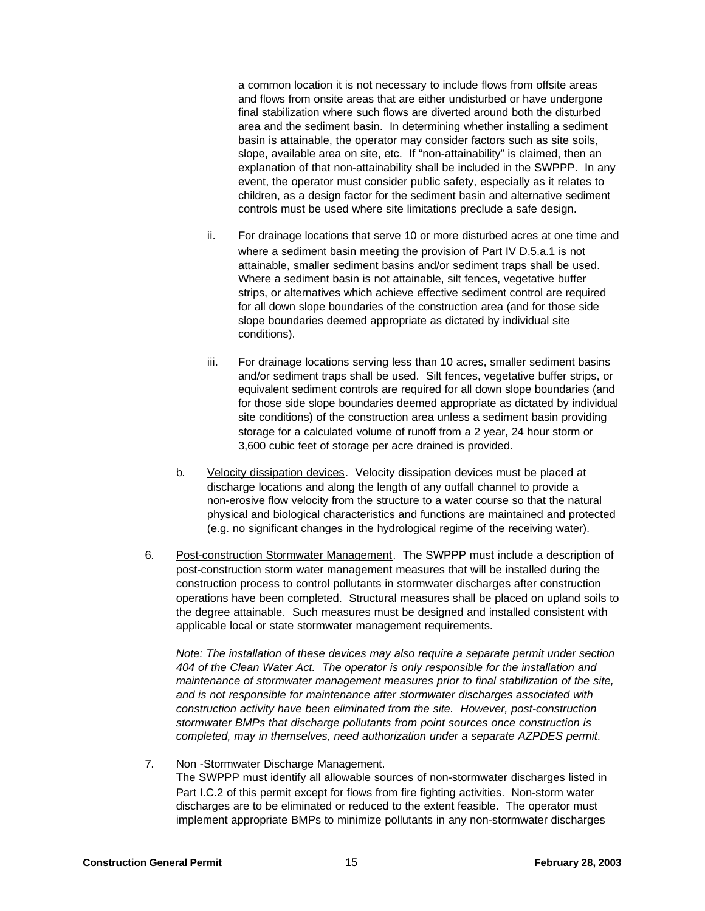a common location it is not necessary to include flows from offsite areas and flows from onsite areas that are either undisturbed or have undergone final stabilization where such flows are diverted around both the disturbed area and the sediment basin. In determining whether installing a sediment basin is attainable, the operator may consider factors such as site soils, slope, available area on site, etc. If "non-attainability" is claimed, then an explanation of that non-attainability shall be included in the SWPPP. In any event, the operator must consider public safety, especially as it relates to children, as a design factor for the sediment basin and alternative sediment controls must be used where site limitations preclude a safe design.

ii. For drainage locations that serve 10 or more disturbed acres at one time and where a sediment basin meeting the provision of Part IV D.5.a.1 is not attainable, smaller sediment basins and/or sediment traps shall be used. Where a sediment basin is not attainable, silt fences, vegetative buffer strips, or alternatives which achieve effective sediment control are required for all down slope boundaries of the construction area (and for those side slope boundaries deemed appropriate as dictated by individual site conditions).

iii. For drainage locations serving less than 10 acres, smaller sediment basins and/or sediment traps shall be used. Silt fences, vegetative buffer strips, or equivalent sediment controls are required for all down slope boundaries (and for those side slope boundaries deemed appropriate as dictated by individual site conditions) of the construction area unless a sediment basin providing storage for a calculated volume of runoff from a 2 year, 24 hour storm or 3,600 cubic feet of storage per acre drained is provided.

b. Velocity dissipation devices. Velocity dissipation devices must be placed at discharge locations and along the length of any outfall channel to provide a non-erosive flow velocity from the structure to a water course so that the natural physical and biological characteristics and functions are maintained and protected (e.g. no significant changes in the hydrological regime of the receiving water).

6. Post-construction Stormwater Management. The SWPPP must include a description of post-construction storm water management measures that will be installed during the construction process to control pollutants in stormwater discharges after construction operations have been completed. Structural measures shall be placed on upland soils to the degree attainable. Such measures must be designed and installed consistent with applicable local or state stormwater management requirements.

   *Note: The installation of these devices may also require a separate permit under section 404 of the Clean Water Act. The operator is only responsible for the installation and maintenance of stormwater management measures prior to final stabilization of the site, and is not responsible for maintenance after stormwater discharges associated with construction activity have been eliminated from the site. However, post-construction stormwater BMPs that discharge pollutants from point sources once construction is completed, may in themselves, need authorization under a separate AZPDES permit.*

7. Non -Stormwater Discharge Management.
   The SWPPP must identify all allowable sources of non-stormwater discharges listed in Part I.C.2 of this permit except for flows from fire fighting activities. Non-storm water discharges are to be eliminated or reduced to the extent feasible. The operator must implement appropriate BMPs to minimize pollutants in any non-stormwater discharges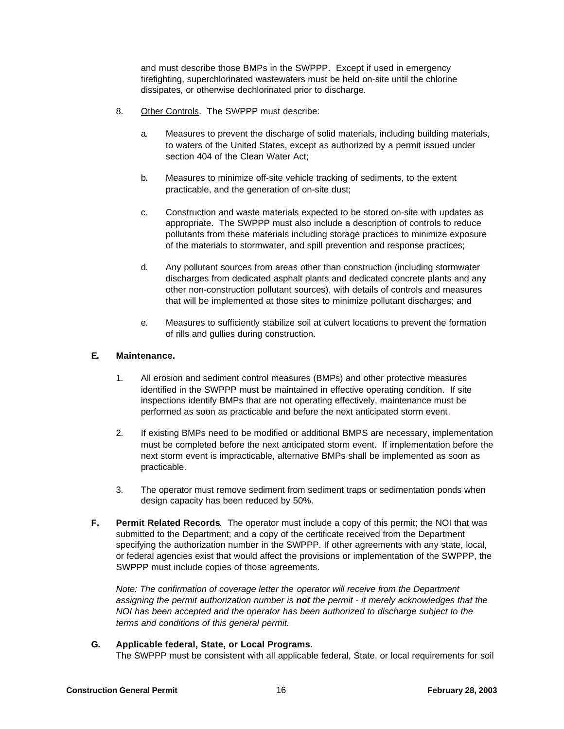and must describe those BMPs in the SWPPP. Except if used in emergency firefighting, superchlorinated wastewaters must be held on-site until the chlorine dissipates, or otherwise dechlorinated prior to discharge.

8. Other Controls. The SWPPP must describe:

   a. Measures to prevent the discharge of solid materials, including building materials, to waters of the United States, except as authorized by a permit issued under section 404 of the Clean Water Act;

   b. Measures to minimize off-site vehicle tracking of sediments, to the extent practicable, and the generation of on-site dust;

   c. Construction and waste materials expected to be stored on-site with updates as appropriate. The SWPPP must also include a description of controls to reduce pollutants from these materials including storage practices to minimize exposure of the materials to stormwater, and spill prevention and response practices;

   d. Any pollutant sources from areas other than construction (including stormwater discharges from dedicated asphalt plants and dedicated concrete plants and any other non-construction pollutant sources), with details of controls and measures that will be implemented at those sites to minimize pollutant discharges; and

   e. Measures to sufficiently stabilize soil at culvert locations to prevent the formation of rills and gullies during construction.

**E. Maintenance.**

1. All erosion and sediment control measures (BMPs) and other protective measures identified in the SWPPP must be maintained in effective operating condition. If site inspections identify BMPs that are not operating effectively, maintenance must be performed as soon as practicable and before the next anticipated storm event.

2. If existing BMPs need to be modified or additional BMPS are necessary, implementation must be completed before the next anticipated storm event. If implementation before the next storm event is impracticable, alternative BMPs shall be implemented as soon as practicable.

3. The operator must remove sediment from sediment traps or sedimentation ponds when design capacity has been reduced by 50%.

**F. Permit Related Records**. The operator must include a copy of this permit; the NOI that was submitted to the Department; and a copy of the certificate received from the Department specifying the authorization number in the SWPPP. If other agreements with any state, local, or federal agencies exist that would affect the provisions or implementation of the SWPPP, the SWPPP must include copies of those agreements.

*Note: The confirmation of coverage letter the operator will receive from the Department assigning the permit authorization number is **not** the permit - it merely acknowledges that the NOI has been accepted and the operator has been authorized to discharge subject to the terms and conditions of this general permit.*

**G. Applicable federal, State, or Local Programs.**
The SWPPP must be consistent with all applicable federal, State, or local requirements for soil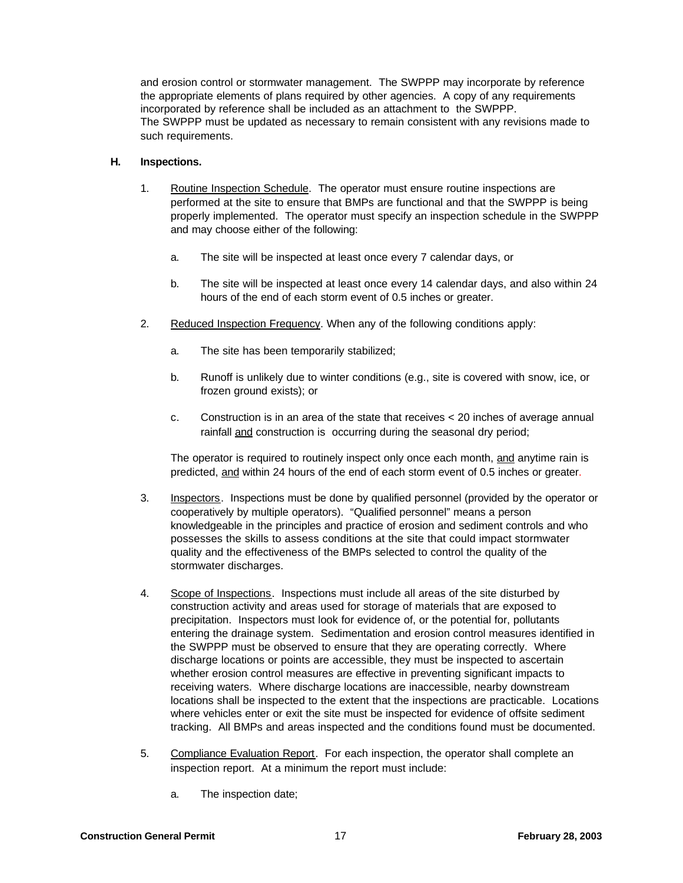and erosion control or stormwater management. The SWPPP may incorporate by reference the appropriate elements of plans required by other agencies. A copy of any requirements incorporated by reference shall be included as an attachment to the SWPPP. The SWPPP must be updated as necessary to remain consistent with any revisions made to such requirements.

**H. Inspections.**

1. Routine Inspection Schedule. The operator must ensure routine inspections are performed at the site to ensure that BMPs are functional and that the SWPPP is being properly implemented. The operator must specify an inspection schedule in the SWPPP and may choose either of the following:

   a. The site will be inspected at least once every 7 calendar days, or

   b. The site will be inspected at least once every 14 calendar days, and also within 24 hours of the end of each storm event of 0.5 inches or greater.

2. Reduced Inspection Frequency. When any of the following conditions apply:

   a. The site has been temporarily stabilized;

   b. Runoff is unlikely due to winter conditions (e.g., site is covered with snow, ice, or frozen ground exists); or

   c. Construction is in an area of the state that receives < 20 inches of average annual rainfall and construction is occurring during the seasonal dry period;

   The operator is required to routinely inspect only once each month, and anytime rain is predicted, and within 24 hours of the end of each storm event of 0.5 inches or greater.

3. Inspectors. Inspections must be done by qualified personnel (provided by the operator or cooperatively by multiple operators). "Qualified personnel" means a person knowledgeable in the principles and practice of erosion and sediment controls and who possesses the skills to assess conditions at the site that could impact stormwater quality and the effectiveness of the BMPs selected to control the quality of the stormwater discharges.

4. Scope of Inspections. Inspections must include all areas of the site disturbed by construction activity and areas used for storage of materials that are exposed to precipitation. Inspectors must look for evidence of, or the potential for, pollutants entering the drainage system. Sedimentation and erosion control measures identified in the SWPPP must be observed to ensure that they are operating correctly. Where discharge locations or points are accessible, they must be inspected to ascertain whether erosion control measures are effective in preventing significant impacts to receiving waters. Where discharge locations are inaccessible, nearby downstream locations shall be inspected to the extent that the inspections are practicable. Locations where vehicles enter or exit the site must be inspected for evidence of offsite sediment tracking. All BMPs and areas inspected and the conditions found must be documented.

5. Compliance Evaluation Report. For each inspection, the operator shall complete an inspection report. At a minimum the report must include:

   a. The inspection date;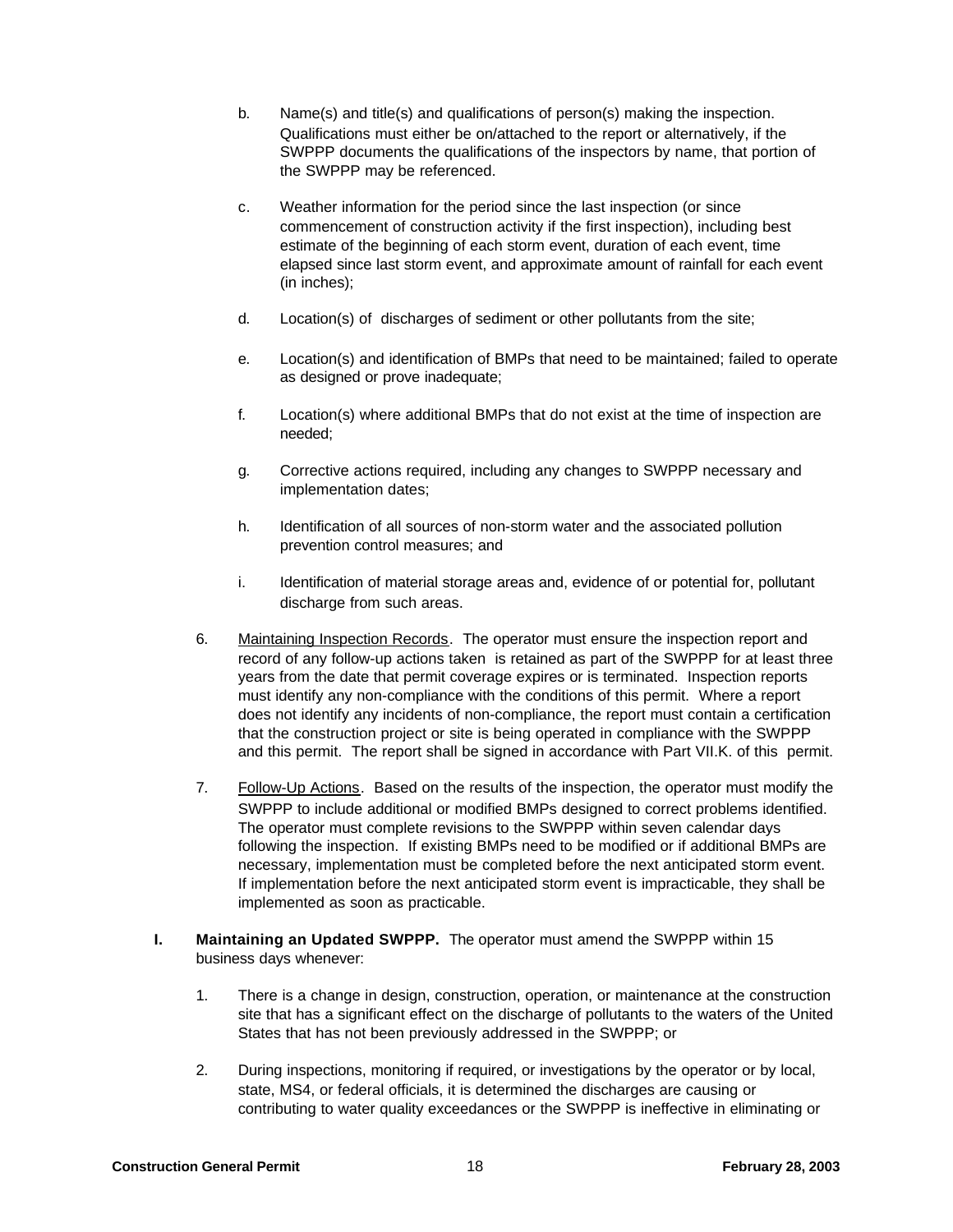b. Name(s) and title(s) and qualifications of person(s) making the inspection. Qualifications must either be on/attached to the report or alternatively, if the SWPPP documents the qualifications of the inspectors by name, that portion of the SWPPP may be referenced.

c. Weather information for the period since the last inspection (or since commencement of construction activity if the first inspection), including best estimate of the beginning of each storm event, duration of each event, time elapsed since last storm event, and approximate amount of rainfall for each event (in inches);

d. Location(s) of discharges of sediment or other pollutants from the site;

e. Location(s) and identification of BMPs that need to be maintained; failed to operate as designed or prove inadequate;

f. Location(s) where additional BMPs that do not exist at the time of inspection are needed;

g. Corrective actions required, including any changes to SWPPP necessary and implementation dates;

h. Identification of all sources of non-storm water and the associated pollution prevention control measures; and

i. Identification of material storage areas and, evidence of or potential for, pollutant discharge from such areas.

6. Maintaining Inspection Records. The operator must ensure the inspection report and record of any follow-up actions taken is retained as part of the SWPPP for at least three years from the date that permit coverage expires or is terminated. Inspection reports must identify any non-compliance with the conditions of this permit. Where a report does not identify any incidents of non-compliance, the report must contain a certification that the construction project or site is being operated in compliance with the SWPPP and this permit. The report shall be signed in accordance with Part VII.K. of this permit.

7. Follow-Up Actions. Based on the results of the inspection, the operator must modify the SWPPP to include additional or modified BMPs designed to correct problems identified. The operator must complete revisions to the SWPPP within seven calendar days following the inspection. If existing BMPs need to be modified or if additional BMPs are necessary, implementation must be completed before the next anticipated storm event. If implementation before the next anticipated storm event is impracticable, they shall be implemented as soon as practicable.

**I. Maintaining an Updated SWPPP.** The operator must amend the SWPPP within 15 business days whenever:

1. There is a change in design, construction, operation, or maintenance at the construction site that has a significant effect on the discharge of pollutants to the waters of the United States that has not been previously addressed in the SWPPP; or

2. During inspections, monitoring if required, or investigations by the operator or by local, state, MS4, or federal officials, it is determined the discharges are causing or contributing to water quality exceedances or the SWPPP is ineffective in eliminating or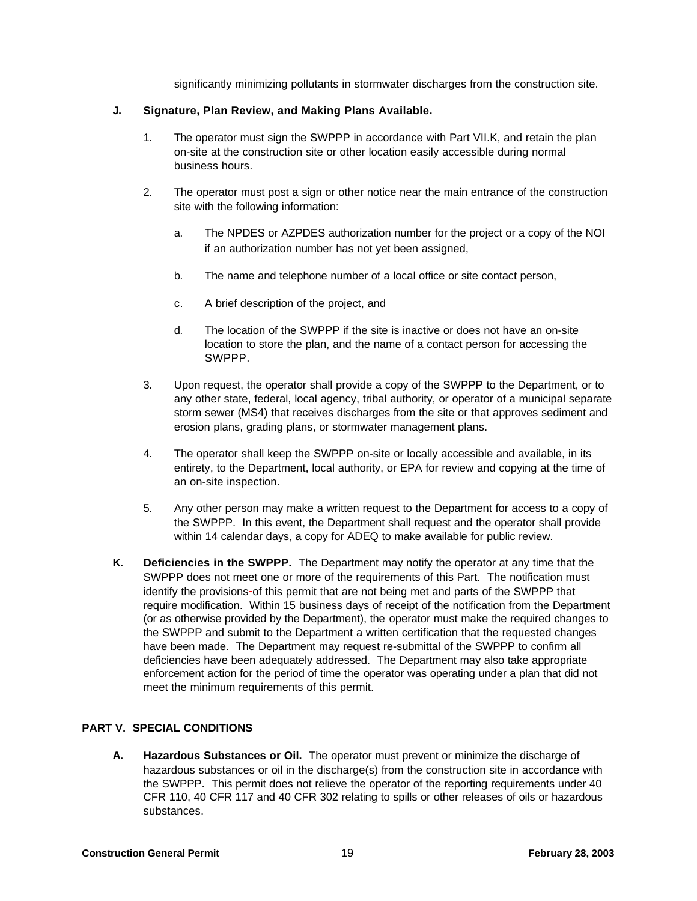significantly minimizing pollutants in stormwater discharges from the construction site.

**J. Signature, Plan Review, and Making Plans Available.**

1. The operator must sign the SWPPP in accordance with Part VII.K, and retain the plan on-site at the construction site or other location easily accessible during normal business hours.

2. The operator must post a sign or other notice near the main entrance of the construction site with the following information:

   a. The NPDES or AZPDES authorization number for the project or a copy of the NOI if an authorization number has not yet been assigned,

   b. The name and telephone number of a local office or site contact person,

   c. A brief description of the project, and

   d. The location of the SWPPP if the site is inactive or does not have an on-site location to store the plan, and the name of a contact person for accessing the SWPPP.

3. Upon request, the operator shall provide a copy of the SWPPP to the Department, or to any other state, federal, local agency, tribal authority, or operator of a municipal separate storm sewer (MS4) that receives discharges from the site or that approves sediment and erosion plans, grading plans, or stormwater management plans.

4. The operator shall keep the SWPPP on-site or locally accessible and available, in its entirety, to the Department, local authority, or EPA for review and copying at the time of an on-site inspection.

5. Any other person may make a written request to the Department for access to a copy of the SWPPP. In this event, the Department shall request and the operator shall provide within 14 calendar days, a copy for ADEQ to make available for public review.

**K. Deficiencies in the SWPPP.** The Department may notify the operator at any time that the SWPPP does not meet one or more of the requirements of this Part. The notification must identify the provisions of this permit that are not being met and parts of the SWPPP that require modification. Within 15 business days of receipt of the notification from the Department (or as otherwise provided by the Department), the operator must make the required changes to the SWPPP and submit to the Department a written certification that the requested changes have been made. The Department may request re-submittal of the SWPPP to confirm all deficiencies have been adequately addressed. The Department may also take appropriate enforcement action for the period of time the operator was operating under a plan that did not meet the minimum requirements of this permit.

## PART V. SPECIAL CONDITIONS

**A. Hazardous Substances or Oil.** The operator must prevent or minimize the discharge of hazardous substances or oil in the discharge(s) from the construction site in accordance with the SWPPP. This permit does not relieve the operator of the reporting requirements under 40 CFR 110, 40 CFR 117 and 40 CFR 302 relating to spills or other releases of oils or hazardous substances.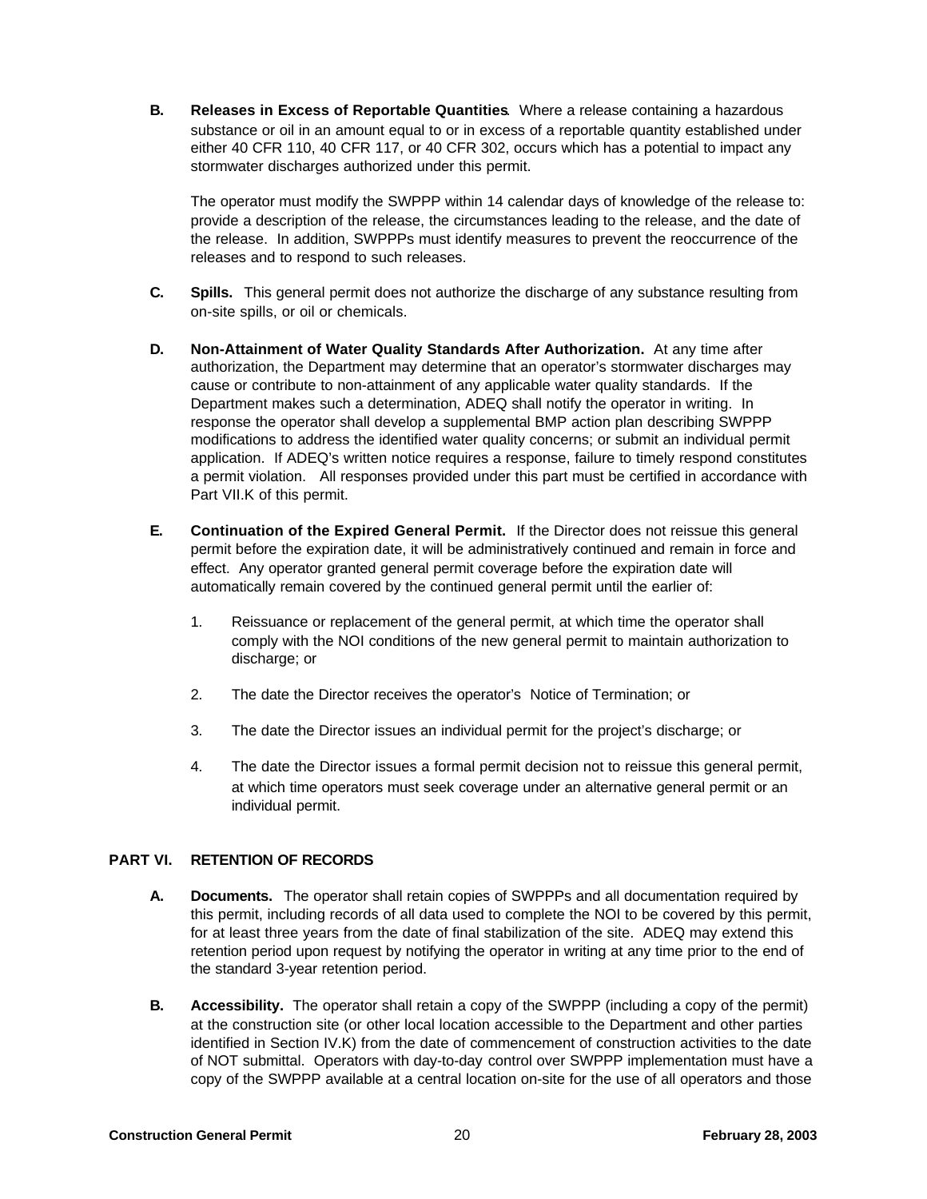**B. Releases in Excess of Reportable Quantities**. Where a release containing a hazardous substance or oil in an amount equal to or in excess of a reportable quantity established under either 40 CFR 110, 40 CFR 117, or 40 CFR 302, occurs which has a potential to impact any stormwater discharges authorized under this permit.

The operator must modify the SWPPP within 14 calendar days of knowledge of the release to: provide a description of the release, the circumstances leading to the release, and the date of the release. In addition, SWPPPs must identify measures to prevent the reoccurrence of the releases and to respond to such releases.

**C. Spills.** This general permit does not authorize the discharge of any substance resulting from on-site spills, or oil or chemicals.

**D. Non-Attainment of Water Quality Standards After Authorization.** At any time after authorization, the Department may determine that an operator's stormwater discharges may cause or contribute to non-attainment of any applicable water quality standards. If the Department makes such a determination, ADEQ shall notify the operator in writing. In response the operator shall develop a supplemental BMP action plan describing SWPPP modifications to address the identified water quality concerns; or submit an individual permit application. If ADEQ's written notice requires a response, failure to timely respond constitutes a permit violation. All responses provided under this part must be certified in accordance with Part VII.K of this permit.

**E. Continuation of the Expired General Permit.** If the Director does not reissue this general permit before the expiration date, it will be administratively continued and remain in force and effect. Any operator granted general permit coverage before the expiration date will automatically remain covered by the continued general permit until the earlier of:

1. Reissuance or replacement of the general permit, at which time the operator shall comply with the NOI conditions of the new general permit to maintain authorization to discharge; or

2. The date the Director receives the operator's Notice of Termination; or

3. The date the Director issues an individual permit for the project's discharge; or

4. The date the Director issues a formal permit decision not to reissue this general permit, at which time operators must seek coverage under an alternative general permit or an individual permit.

## PART VI. RETENTION OF RECORDS

**A. Documents.** The operator shall retain copies of SWPPPs and all documentation required by this permit, including records of all data used to complete the NOI to be covered by this permit, for at least three years from the date of final stabilization of the site. ADEQ may extend this retention period upon request by notifying the operator in writing at any time prior to the end of the standard 3-year retention period.

**B. Accessibility.** The operator shall retain a copy of the SWPPP (including a copy of the permit) at the construction site (or other local location accessible to the Department and other parties identified in Section IV.K) from the date of commencement of construction activities to the date of NOT submittal. Operators with day-to-day control over SWPPP implementation must have a copy of the SWPPP available at a central location on-site for the use of all operators and those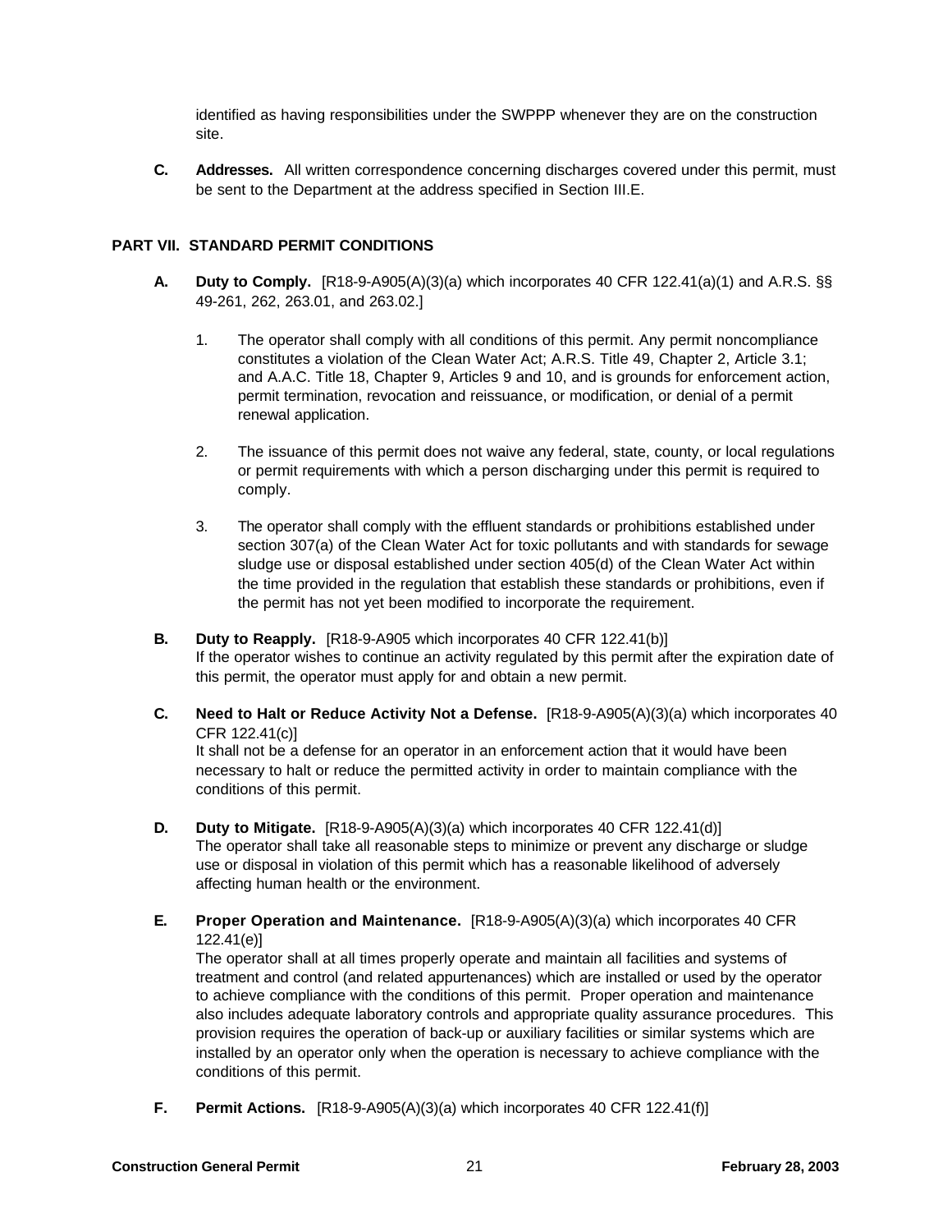identified as having responsibilities under the SWPPP whenever they are on the construction site.

**C. Addresses.** All written correspondence concerning discharges covered under this permit, must be sent to the Department at the address specified in Section III.E.

## PART VII. STANDARD PERMIT CONDITIONS

**A. Duty to Comply.** [R18-9-A905(A)(3)(a) which incorporates 40 CFR 122.41(a)(1) and A.R.S. §§ 49-261, 262, 263.01, and 263.02.]

1. The operator shall comply with all conditions of this permit. Any permit noncompliance constitutes a violation of the Clean Water Act; A.R.S. Title 49, Chapter 2, Article 3.1; and A.A.C. Title 18, Chapter 9, Articles 9 and 10, and is grounds for enforcement action, permit termination, revocation and reissuance, or modification, or denial of a permit renewal application.

2. The issuance of this permit does not waive any federal, state, county, or local regulations or permit requirements with which a person discharging under this permit is required to comply.

3. The operator shall comply with the effluent standards or prohibitions established under section 307(a) of the Clean Water Act for toxic pollutants and with standards for sewage sludge use or disposal established under section 405(d) of the Clean Water Act within the time provided in the regulation that establish these standards or prohibitions, even if the permit has not yet been modified to incorporate the requirement.

**B. Duty to Reapply.** [R18-9-A905 which incorporates 40 CFR 122.41(b)]
If the operator wishes to continue an activity regulated by this permit after the expiration date of this permit, the operator must apply for and obtain a new permit.

**C. Need to Halt or Reduce Activity Not a Defense.** [R18-9-A905(A)(3)(a) which incorporates 40 CFR 122.41(c)]
It shall not be a defense for an operator in an enforcement action that it would have been necessary to halt or reduce the permitted activity in order to maintain compliance with the conditions of this permit.

**D. Duty to Mitigate.** [R18-9-A905(A)(3)(a) which incorporates 40 CFR 122.41(d)]
The operator shall take all reasonable steps to minimize or prevent any discharge or sludge use or disposal in violation of this permit which has a reasonable likelihood of adversely affecting human health or the environment.

**E. Proper Operation and Maintenance.** [R18-9-A905(A)(3)(a) which incorporates 40 CFR 122.41(e)]
The operator shall at all times properly operate and maintain all facilities and systems of treatment and control (and related appurtenances) which are installed or used by the operator to achieve compliance with the conditions of this permit. Proper operation and maintenance also includes adequate laboratory controls and appropriate quality assurance procedures. This provision requires the operation of back-up or auxiliary facilities or similar systems which are installed by an operator only when the operation is necessary to achieve compliance with the conditions of this permit.

**F. Permit Actions.** [R18-9-A905(A)(3)(a) which incorporates 40 CFR 122.41(f)]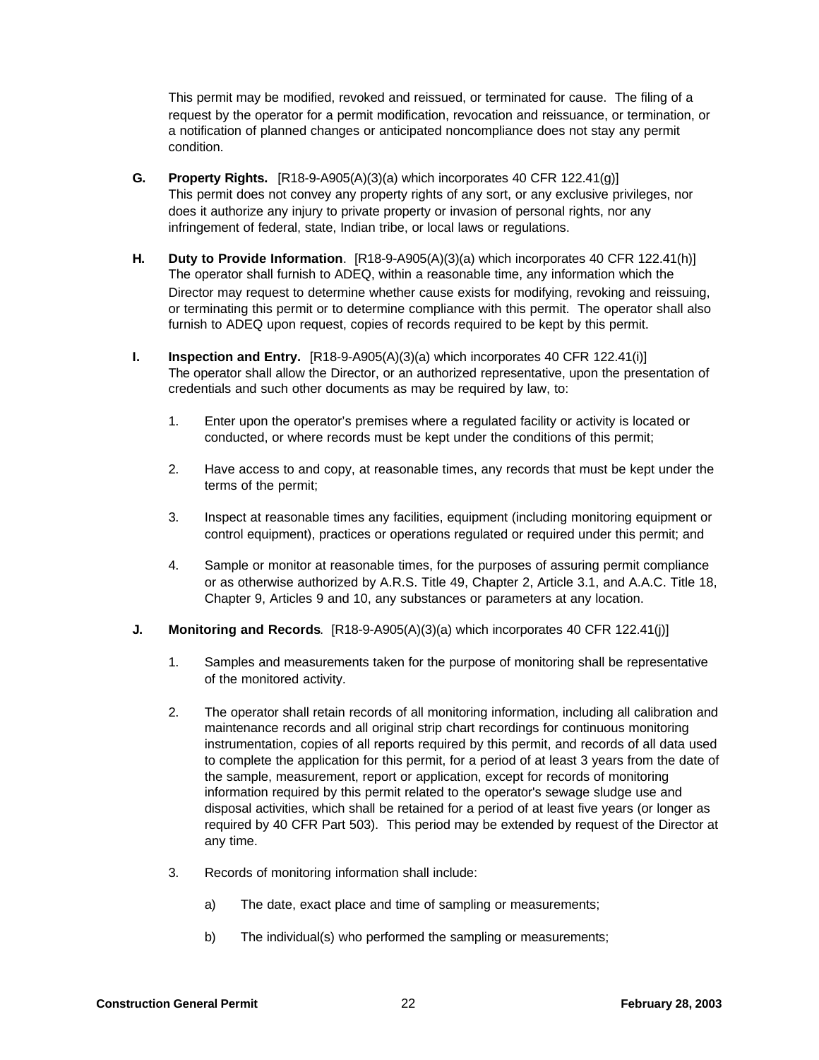This permit may be modified, revoked and reissued, or terminated for cause. The filing of a request by the operator for a permit modification, revocation and reissuance, or termination, or a notification of planned changes or anticipated noncompliance does not stay any permit condition.

**G. Property Rights.** [R18-9-A905(A)(3)(a) which incorporates 40 CFR 122.41(g)]
This permit does not convey any property rights of any sort, or any exclusive privileges, nor does it authorize any injury to private property or invasion of personal rights, nor any infringement of federal, state, Indian tribe, or local laws or regulations.

**H. Duty to Provide Information**. [R18-9-A905(A)(3)(a) which incorporates 40 CFR 122.41(h)]
The operator shall furnish to ADEQ, within a reasonable time, any information which the Director may request to determine whether cause exists for modifying, revoking and reissuing, or terminating this permit or to determine compliance with this permit. The operator shall also furnish to ADEQ upon request, copies of records required to be kept by this permit.

**I. Inspection and Entry.** [R18-9-A905(A)(3)(a) which incorporates 40 CFR 122.41(i)]
The operator shall allow the Director, or an authorized representative, upon the presentation of credentials and such other documents as may be required by law, to:

1. Enter upon the operator's premises where a regulated facility or activity is located or conducted, or where records must be kept under the conditions of this permit;
2. Have access to and copy, at reasonable times, any records that must be kept under the terms of the permit;
3. Inspect at reasonable times any facilities, equipment (including monitoring equipment or control equipment), practices or operations regulated or required under this permit; and
4. Sample or monitor at reasonable times, for the purposes of assuring permit compliance or as otherwise authorized by A.R.S. Title 49, Chapter 2, Article 3.1, and A.A.C. Title 18, Chapter 9, Articles 9 and 10, any substances or parameters at any location.

**J. Monitoring and Records**. [R18-9-A905(A)(3)(a) which incorporates 40 CFR 122.41(j)]

1. Samples and measurements taken for the purpose of monitoring shall be representative of the monitored activity.
2. The operator shall retain records of all monitoring information, including all calibration and maintenance records and all original strip chart recordings for continuous monitoring instrumentation, copies of all reports required by this permit, and records of all data used to complete the application for this permit, for a period of at least 3 years from the date of the sample, measurement, report or application, except for records of monitoring information required by this permit related to the operator's sewage sludge use and disposal activities, which shall be retained for a period of at least five years (or longer as required by 40 CFR Part 503). This period may be extended by request of the Director at any time.
3. Records of monitoring information shall include:
   a) The date, exact place and time of sampling or measurements;
   b) The individual(s) who performed the sampling or measurements;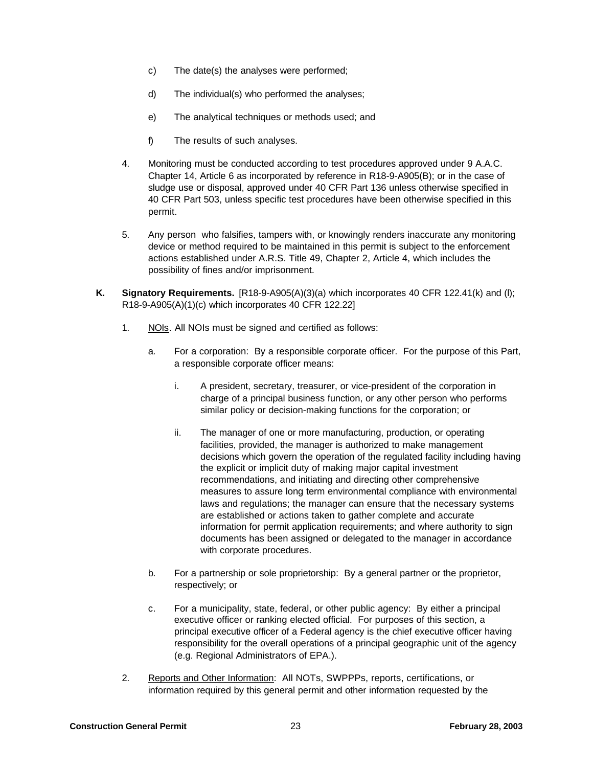c) The date(s) the analyses were performed;

d) The individual(s) who performed the analyses;

e) The analytical techniques or methods used; and

f) The results of such analyses.

4. Monitoring must be conducted according to test procedures approved under 9 A.A.C. Chapter 14, Article 6 as incorporated by reference in R18-9-A905(B); or in the case of sludge use or disposal, approved under 40 CFR Part 136 unless otherwise specified in 40 CFR Part 503, unless specific test procedures have been otherwise specified in this permit.

5. Any person who falsifies, tampers with, or knowingly renders inaccurate any monitoring device or method required to be maintained in this permit is subject to the enforcement actions established under A.R.S. Title 49, Chapter 2, Article 4, which includes the possibility of fines and/or imprisonment.

**K. Signatory Requirements.** [R18-9-A905(A)(3)(a) which incorporates 40 CFR 122.41(k) and (l); R18-9-A905(A)(1)(c) which incorporates 40 CFR 122.22]

1. NOIs. All NOIs must be signed and certified as follows:

   a. For a corporation: By a responsible corporate officer. For the purpose of this Part, a responsible corporate officer means:

      i. A president, secretary, treasurer, or vice-president of the corporation in charge of a principal business function, or any other person who performs similar policy or decision-making functions for the corporation; or

      ii. The manager of one or more manufacturing, production, or operating facilities, provided, the manager is authorized to make management decisions which govern the operation of the regulated facility including having the explicit or implicit duty of making major capital investment recommendations, and initiating and directing other comprehensive measures to assure long term environmental compliance with environmental laws and regulations; the manager can ensure that the necessary systems are established or actions taken to gather complete and accurate information for permit application requirements; and where authority to sign documents has been assigned or delegated to the manager in accordance with corporate procedures.

   b. For a partnership or sole proprietorship: By a general partner or the proprietor, respectively; or

   c. For a municipality, state, federal, or other public agency: By either a principal executive officer or ranking elected official. For purposes of this section, a principal executive officer of a Federal agency is the chief executive officer having responsibility for the overall operations of a principal geographic unit of the agency (e.g. Regional Administrators of EPA.).

2. Reports and Other Information: All NOTs, SWPPPs, reports, certifications, or information required by this general permit and other information requested by the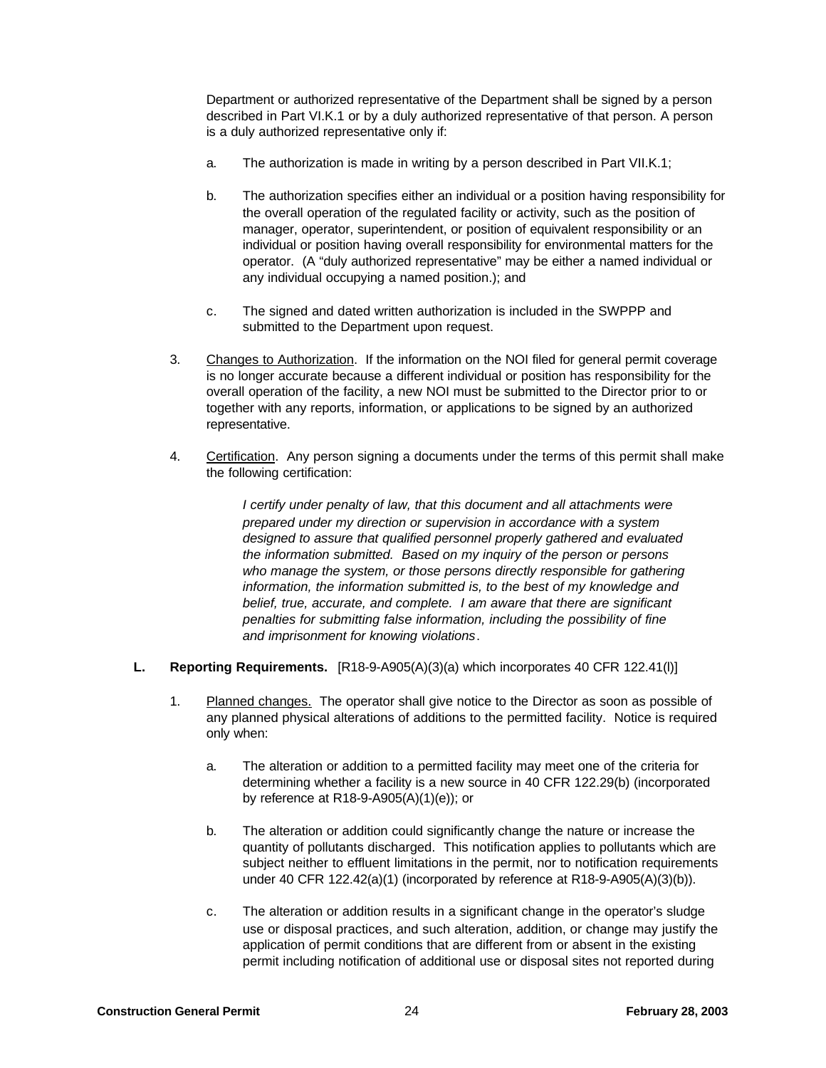Department or authorized representative of the Department shall be signed by a person described in Part VI.K.1 or by a duly authorized representative of that person. A person is a duly authorized representative only if:

a. The authorization is made in writing by a person described in Part VII.K.1;

b. The authorization specifies either an individual or a position having responsibility for the overall operation of the regulated facility or activity, such as the position of manager, operator, superintendent, or position of equivalent responsibility or an individual or position having overall responsibility for environmental matters for the operator. (A "duly authorized representative" may be either a named individual or any individual occupying a named position.); and

c. The signed and dated written authorization is included in the SWPPP and submitted to the Department upon request.

3. Changes to Authorization. If the information on the NOI filed for general permit coverage is no longer accurate because a different individual or position has responsibility for the overall operation of the facility, a new NOI must be submitted to the Director prior to or together with any reports, information, or applications to be signed by an authorized representative.

4. Certification. Any person signing a documents under the terms of this permit shall make the following certification:

> *I certify under penalty of law, that this document and all attachments were prepared under my direction or supervision in accordance with a system designed to assure that qualified personnel properly gathered and evaluated the information submitted. Based on my inquiry of the person or persons who manage the system, or those persons directly responsible for gathering information, the information submitted is, to the best of my knowledge and belief, true, accurate, and complete. I am aware that there are significant penalties for submitting false information, including the possibility of fine and imprisonment for knowing violations*.

**L. Reporting Requirements.** [R18-9-A905(A)(3)(a) which incorporates 40 CFR 122.41(l)]

1. Planned changes. The operator shall give notice to the Director as soon as possible of any planned physical alterations of additions to the permitted facility. Notice is required only when:

a. The alteration or addition to a permitted facility may meet one of the criteria for determining whether a facility is a new source in 40 CFR 122.29(b) (incorporated by reference at R18-9-A905(A)(1)(e)); or

b. The alteration or addition could significantly change the nature or increase the quantity of pollutants discharged. This notification applies to pollutants which are subject neither to effluent limitations in the permit, nor to notification requirements under 40 CFR 122.42(a)(1) (incorporated by reference at R18-9-A905(A)(3)(b)).

c. The alteration or addition results in a significant change in the operator's sludge use or disposal practices, and such alteration, addition, or change may justify the application of permit conditions that are different from or absent in the existing permit including notification of additional use or disposal sites not reported during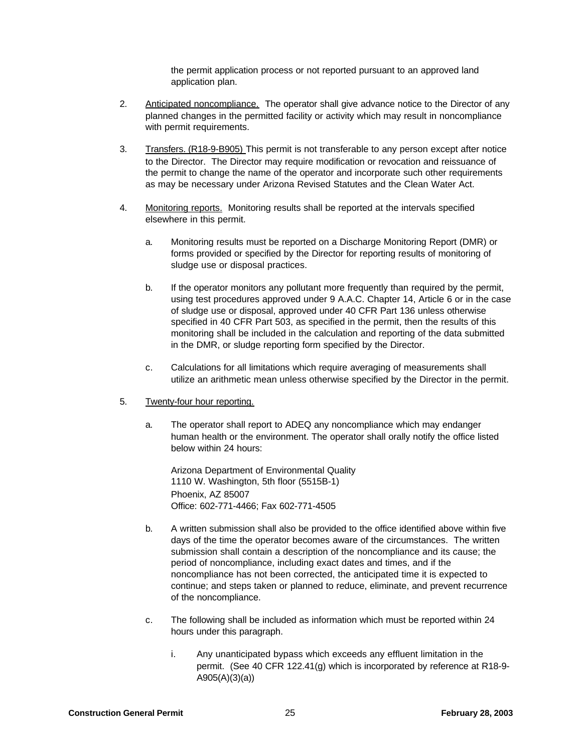the permit application process or not reported pursuant to an approved land application plan.

2. Anticipated noncompliance. The operator shall give advance notice to the Director of any planned changes in the permitted facility or activity which may result in noncompliance with permit requirements.

3. Transfers. (R18-9-B905) This permit is not transferable to any person except after notice to the Director. The Director may require modification or revocation and reissuance of the permit to change the name of the operator and incorporate such other requirements as may be necessary under Arizona Revised Statutes and the Clean Water Act.

4. Monitoring reports. Monitoring results shall be reported at the intervals specified elsewhere in this permit.

   a. Monitoring results must be reported on a Discharge Monitoring Report (DMR) or forms provided or specified by the Director for reporting results of monitoring of sludge use or disposal practices.

   b. If the operator monitors any pollutant more frequently than required by the permit, using test procedures approved under 9 A.A.C. Chapter 14, Article 6 or in the case of sludge use or disposal, approved under 40 CFR Part 136 unless otherwise specified in 40 CFR Part 503, as specified in the permit, then the results of this monitoring shall be included in the calculation and reporting of the data submitted in the DMR, or sludge reporting form specified by the Director.

   c. Calculations for all limitations which require averaging of measurements shall utilize an arithmetic mean unless otherwise specified by the Director in the permit.

5. Twenty-four hour reporting.

   a. The operator shall report to ADEQ any noncompliance which may endanger human health or the environment. The operator shall orally notify the office listed below within 24 hours:

      Arizona Department of Environmental Quality
      1110 W. Washington, 5th floor (5515B-1)
      Phoenix, AZ 85007
      Office: 602-771-4466; Fax 602-771-4505

   b. A written submission shall also be provided to the office identified above within five days of the time the operator becomes aware of the circumstances. The written submission shall contain a description of the noncompliance and its cause; the period of noncompliance, including exact dates and times, and if the noncompliance has not been corrected, the anticipated time it is expected to continue; and steps taken or planned to reduce, eliminate, and prevent recurrence of the noncompliance.

   c. The following shall be included as information which must be reported within 24 hours under this paragraph.

      i. Any unanticipated bypass which exceeds any effluent limitation in the permit. (See 40 CFR 122.41(g) which is incorporated by reference at R18-9-A905(A)(3)(a))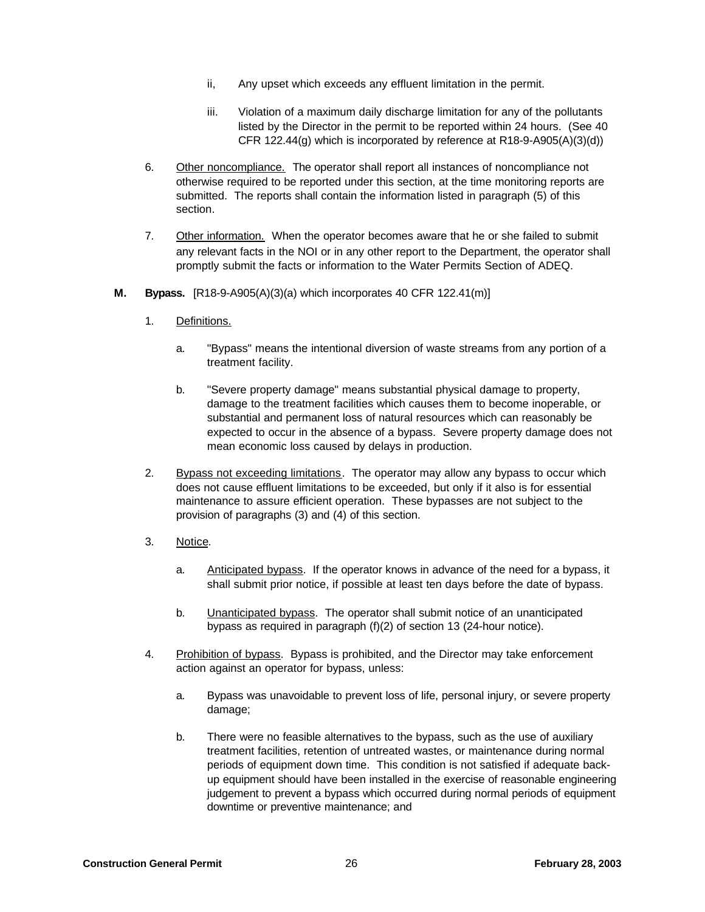ii, Any upset which exceeds any effluent limitation in the permit.

iii. Violation of a maximum daily discharge limitation for any of the pollutants listed by the Director in the permit to be reported within 24 hours. (See 40 CFR 122.44(g) which is incorporated by reference at R18-9-A905(A)(3)(d))

6. Other noncompliance. The operator shall report all instances of noncompliance not otherwise required to be reported under this section, at the time monitoring reports are submitted. The reports shall contain the information listed in paragraph (5) of this section.

7. Other information. When the operator becomes aware that he or she failed to submit any relevant facts in the NOI or in any other report to the Department, the operator shall promptly submit the facts or information to the Water Permits Section of ADEQ.

**M. Bypass.** [R18-9-A905(A)(3)(a) which incorporates 40 CFR 122.41(m)]

1. Definitions.

   a. "Bypass" means the intentional diversion of waste streams from any portion of a treatment facility.

   b. "Severe property damage" means substantial physical damage to property, damage to the treatment facilities which causes them to become inoperable, or substantial and permanent loss of natural resources which can reasonably be expected to occur in the absence of a bypass. Severe property damage does not mean economic loss caused by delays in production.

2. Bypass not exceeding limitations. The operator may allow any bypass to occur which does not cause effluent limitations to be exceeded, but only if it also is for essential maintenance to assure efficient operation. These bypasses are not subject to the provision of paragraphs (3) and (4) of this section.

3. Notice.

   a. Anticipated bypass. If the operator knows in advance of the need for a bypass, it shall submit prior notice, if possible at least ten days before the date of bypass.

   b. Unanticipated bypass. The operator shall submit notice of an unanticipated bypass as required in paragraph (f)(2) of section 13 (24-hour notice).

4. Prohibition of bypass. Bypass is prohibited, and the Director may take enforcement action against an operator for bypass, unless:

   a. Bypass was unavoidable to prevent loss of life, personal injury, or severe property damage;

   b. There were no feasible alternatives to the bypass, such as the use of auxiliary treatment facilities, retention of untreated wastes, or maintenance during normal periods of equipment down time. This condition is not satisfied if adequate back-up equipment should have been installed in the exercise of reasonable engineering judgement to prevent a bypass which occurred during normal periods of equipment downtime or preventive maintenance; and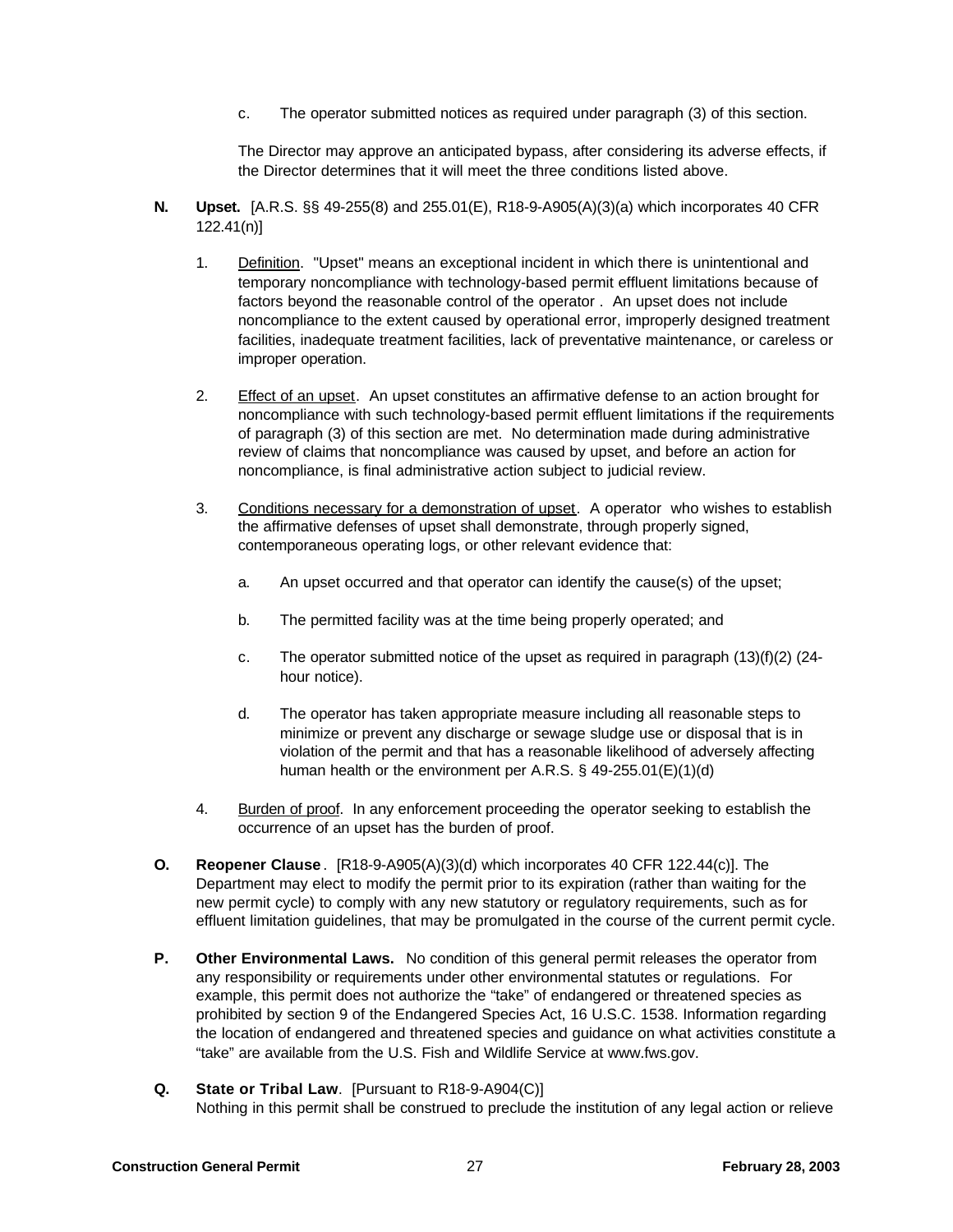c. The operator submitted notices as required under paragraph (3) of this section.

The Director may approve an anticipated bypass, after considering its adverse effects, if the Director determines that it will meet the three conditions listed above.

**N. Upset.** [A.R.S. §§ 49-255(8) and 255.01(E), R18-9-A905(A)(3)(a) which incorporates 40 CFR 122.41(n)]

1. Definition. "Upset" means an exceptional incident in which there is unintentional and temporary noncompliance with technology-based permit effluent limitations because of factors beyond the reasonable control of the operator . An upset does not include noncompliance to the extent caused by operational error, improperly designed treatment facilities, inadequate treatment facilities, lack of preventative maintenance, or careless or improper operation.

2. Effect of an upset. An upset constitutes an affirmative defense to an action brought for noncompliance with such technology-based permit effluent limitations if the requirements of paragraph (3) of this section are met. No determination made during administrative review of claims that noncompliance was caused by upset, and before an action for noncompliance, is final administrative action subject to judicial review.

3. Conditions necessary for a demonstration of upset. A operator who wishes to establish the affirmative defenses of upset shall demonstrate, through properly signed, contemporaneous operating logs, or other relevant evidence that:

   a. An upset occurred and that operator can identify the cause(s) of the upset;

   b. The permitted facility was at the time being properly operated; and

   c. The operator submitted notice of the upset as required in paragraph (13)(f)(2) (24-hour notice).

   d. The operator has taken appropriate measure including all reasonable steps to minimize or prevent any discharge or sewage sludge use or disposal that is in violation of the permit and that has a reasonable likelihood of adversely affecting human health or the environment per A.R.S. § 49-255.01(E)(1)(d)

4. Burden of proof. In any enforcement proceeding the operator seeking to establish the occurrence of an upset has the burden of proof.

**O. Reopener Clause**. [R18-9-A905(A)(3)(d) which incorporates 40 CFR 122.44(c)]. The Department may elect to modify the permit prior to its expiration (rather than waiting for the new permit cycle) to comply with any new statutory or regulatory requirements, such as for effluent limitation guidelines, that may be promulgated in the course of the current permit cycle.

**P. Other Environmental Laws.** No condition of this general permit releases the operator from any responsibility or requirements under other environmental statutes or regulations. For example, this permit does not authorize the "take" of endangered or threatened species as prohibited by section 9 of the Endangered Species Act, 16 U.S.C. 1538. Information regarding the location of endangered and threatened species and guidance on what activities constitute a "take" are available from the U.S. Fish and Wildlife Service at www.fws.gov.

**Q. State or Tribal Law**. [Pursuant to R18-9-A904(C)]
Nothing in this permit shall be construed to preclude the institution of any legal action or relieve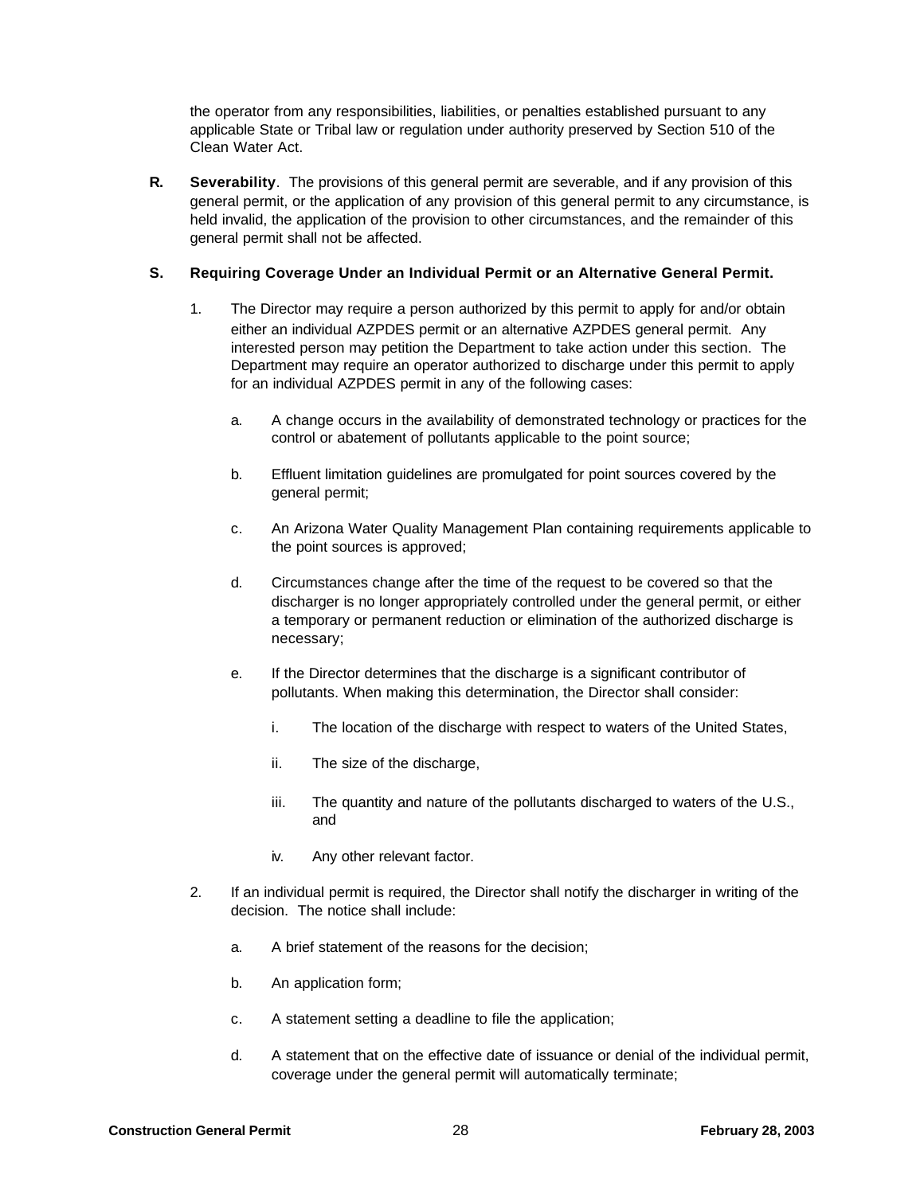the operator from any responsibilities, liabilities, or penalties established pursuant to any applicable State or Tribal law or regulation under authority preserved by Section 510 of the Clean Water Act.

**R.** **Severability**. The provisions of this general permit are severable, and if any provision of this general permit, or the application of any provision of this general permit to any circumstance, is held invalid, the application of the provision to other circumstances, and the remainder of this general permit shall not be affected.

**S.** **Requiring Coverage Under an Individual Permit or an Alternative General Permit.**

1. The Director may require a person authorized by this permit to apply for and/or obtain either an individual AZPDES permit or an alternative AZPDES general permit. Any interested person may petition the Department to take action under this section. The Department may require an operator authorized to discharge under this permit to apply for an individual AZPDES permit in any of the following cases:

   a. A change occurs in the availability of demonstrated technology or practices for the control or abatement of pollutants applicable to the point source;

   b. Effluent limitation guidelines are promulgated for point sources covered by the general permit;

   c. An Arizona Water Quality Management Plan containing requirements applicable to the point sources is approved;

   d. Circumstances change after the time of the request to be covered so that the discharger is no longer appropriately controlled under the general permit, or either a temporary or permanent reduction or elimination of the authorized discharge is necessary;

   e. If the Director determines that the discharge is a significant contributor of pollutants. When making this determination, the Director shall consider:

      i. The location of the discharge with respect to waters of the United States,

      ii. The size of the discharge,

      iii. The quantity and nature of the pollutants discharged to waters of the U.S., and

      iv. Any other relevant factor.

2. If an individual permit is required, the Director shall notify the discharger in writing of the decision. The notice shall include:

   a. A brief statement of the reasons for the decision;

   b. An application form;

   c. A statement setting a deadline to file the application;

   d. A statement that on the effective date of issuance or denial of the individual permit, coverage under the general permit will automatically terminate;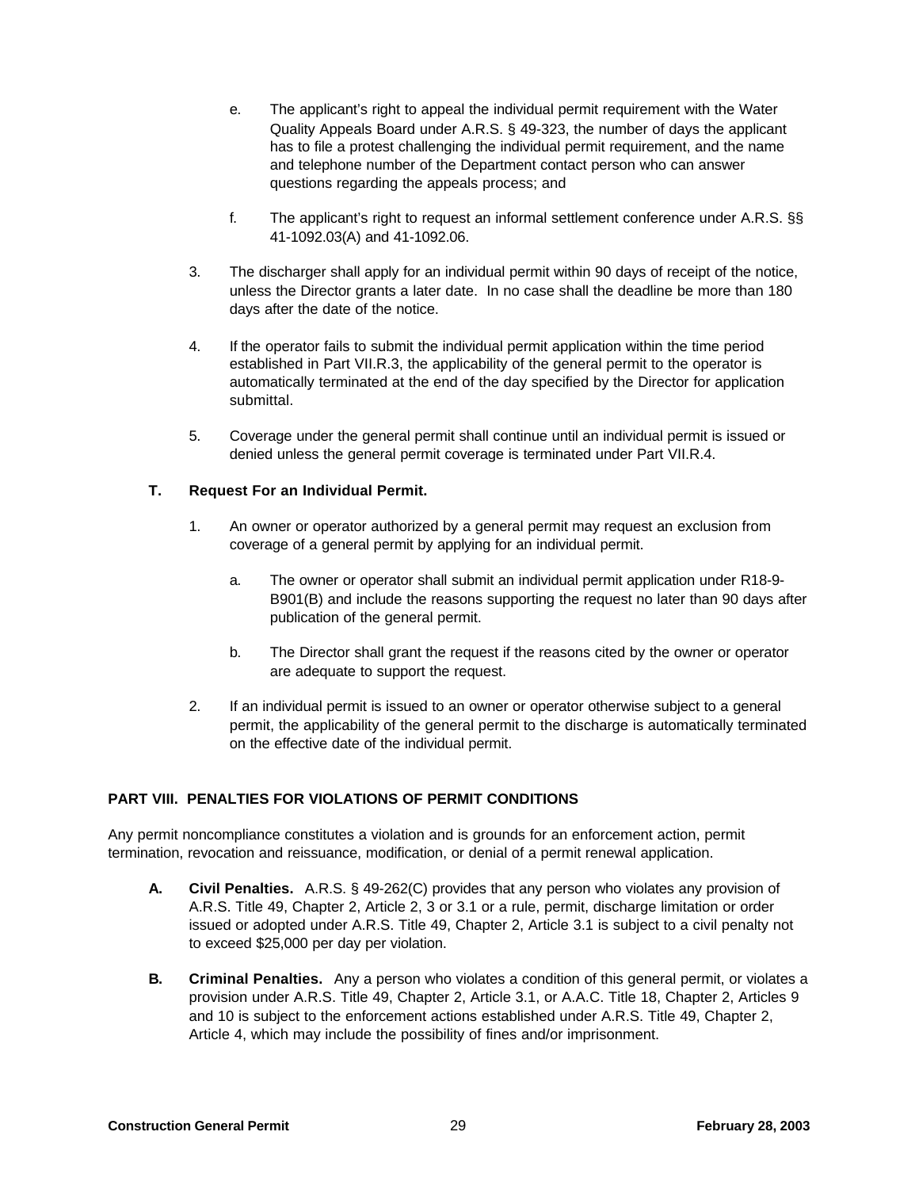e. The applicant's right to appeal the individual permit requirement with the Water Quality Appeals Board under A.R.S. § 49-323, the number of days the applicant has to file a protest challenging the individual permit requirement, and the name and telephone number of the Department contact person who can answer questions regarding the appeals process; and

f. The applicant's right to request an informal settlement conference under A.R.S. §§ 41-1092.03(A) and 41-1092.06.

3. The discharger shall apply for an individual permit within 90 days of receipt of the notice, unless the Director grants a later date. In no case shall the deadline be more than 180 days after the date of the notice.

4. If the operator fails to submit the individual permit application within the time period established in Part VII.R.3, the applicability of the general permit to the operator is automatically terminated at the end of the day specified by the Director for application submittal.

5. Coverage under the general permit shall continue until an individual permit is issued or denied unless the general permit coverage is terminated under Part VII.R.4.

### T. Request For an Individual Permit.

1. An owner or operator authorized by a general permit may request an exclusion from coverage of a general permit by applying for an individual permit.

   a. The owner or operator shall submit an individual permit application under R18-9-B901(B) and include the reasons supporting the request no later than 90 days after publication of the general permit.

   b. The Director shall grant the request if the reasons cited by the owner or operator are adequate to support the request.

2. If an individual permit is issued to an owner or operator otherwise subject to a general permit, the applicability of the general permit to the discharge is automatically terminated on the effective date of the individual permit.

## PART VIII. PENALTIES FOR VIOLATIONS OF PERMIT CONDITIONS

Any permit noncompliance constitutes a violation and is grounds for an enforcement action, permit termination, revocation and reissuance, modification, or denial of a permit renewal application.

**A. Civil Penalties.** A.R.S. § 49-262(C) provides that any person who violates any provision of A.R.S. Title 49, Chapter 2, Article 2, 3 or 3.1 or a rule, permit, discharge limitation or order issued or adopted under A.R.S. Title 49, Chapter 2, Article 3.1 is subject to a civil penalty not to exceed $25,000 per day per violation.

**B. Criminal Penalties.** Any a person who violates a condition of this general permit, or violates a provision under A.R.S. Title 49, Chapter 2, Article 3.1, or A.A.C. Title 18, Chapter 2, Articles 9 and 10 is subject to the enforcement actions established under A.R.S. Title 49, Chapter 2, Article 4, which may include the possibility of fines and/or imprisonment.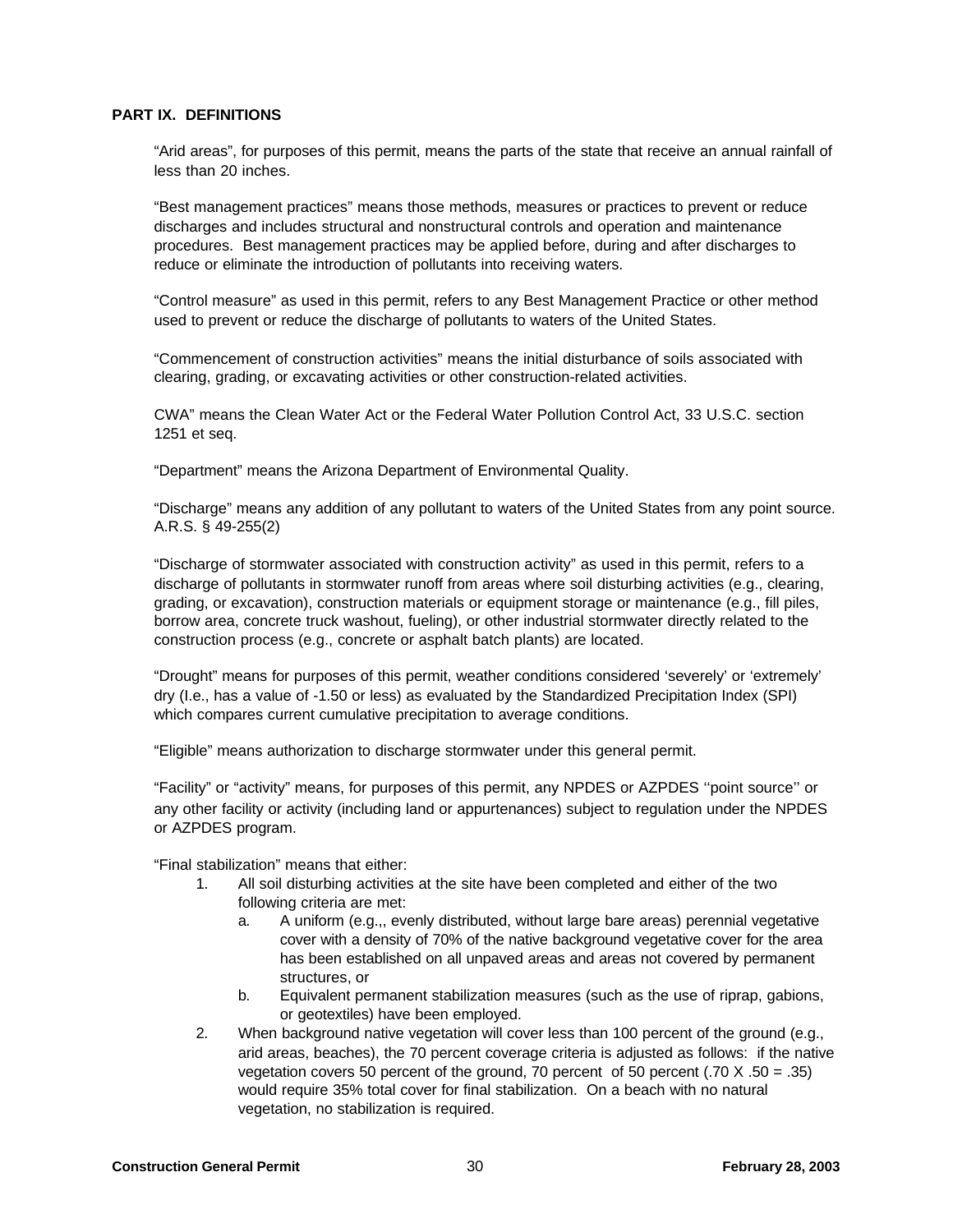**PART IX. DEFINITIONS**

“Arid areas”, for purposes of this permit, means the parts of the state that receive an annual rainfall of less than 20 inches.

“Best management practices” means those methods, measures or practices to prevent or reduce discharges and includes structural and nonstructural controls and operation and maintenance procedures. Best management practices may be applied before, during and after discharges to reduce or eliminate the introduction of pollutants into receiving waters.

“Control measure” as used in this permit, refers to any Best Management Practice or other method used to prevent or reduce the discharge of pollutants to waters of the United States.

“Commencement of construction activities” means the initial disturbance of soils associated with clearing, grading, or excavating activities or other construction-related activities.

CWA” means the Clean Water Act or the Federal Water Pollution Control Act, 33 U.S.C. section 1251 et seq.

“Department” means the Arizona Department of Environmental Quality.

“Discharge” means any addition of any pollutant to waters of the United States from any point source. A.R.S. § 49-255(2)

“Discharge of stormwater associated with construction activity” as used in this permit, refers to a discharge of pollutants in stormwater runoff from areas where soil disturbing activities (e.g., clearing, grading, or excavation), construction materials or equipment storage or maintenance (e.g., fill piles, borrow area, concrete truck washout, fueling), or other industrial stormwater directly related to the construction process (e.g., concrete or asphalt batch plants) are located.

“Drought” means for purposes of this permit, weather conditions considered ‘severely’ or ‘extremely’ dry (I.e., has a value of -1.50 or less) as evaluated by the Standardized Precipitation Index (SPI) which compares current cumulative precipitation to average conditions.

“Eligible” means authorization to discharge stormwater under this general permit.

“Facility” or “activity” means, for purposes of this permit, any NPDES or AZPDES ‘‘point source’’ or any other facility or activity (including land or appurtenances) subject to regulation under the NPDES or AZPDES program.

“Final stabilization” means that either:

1. All soil disturbing activities at the site have been completed and either of the two following criteria are met:
   a. A uniform (e.g.,, evenly distributed, without large bare areas) perennial vegetative cover with a density of 70% of the native background vegetative cover for the area has been established on all unpaved areas and areas not covered by permanent structures, or
   b. Equivalent permanent stabilization measures (such as the use of riprap, gabions, or geotextiles) have been employed.
2. When background native vegetation will cover less than 100 percent of the ground (e.g., arid areas, beaches), the 70 percent coverage criteria is adjusted as follows: if the native vegetation covers 50 percent of the ground, 70 percent of 50 percent (.70 X .50 = .35) would require 35% total cover for final stabilization. On a beach with no natural vegetation, no stabilization is required.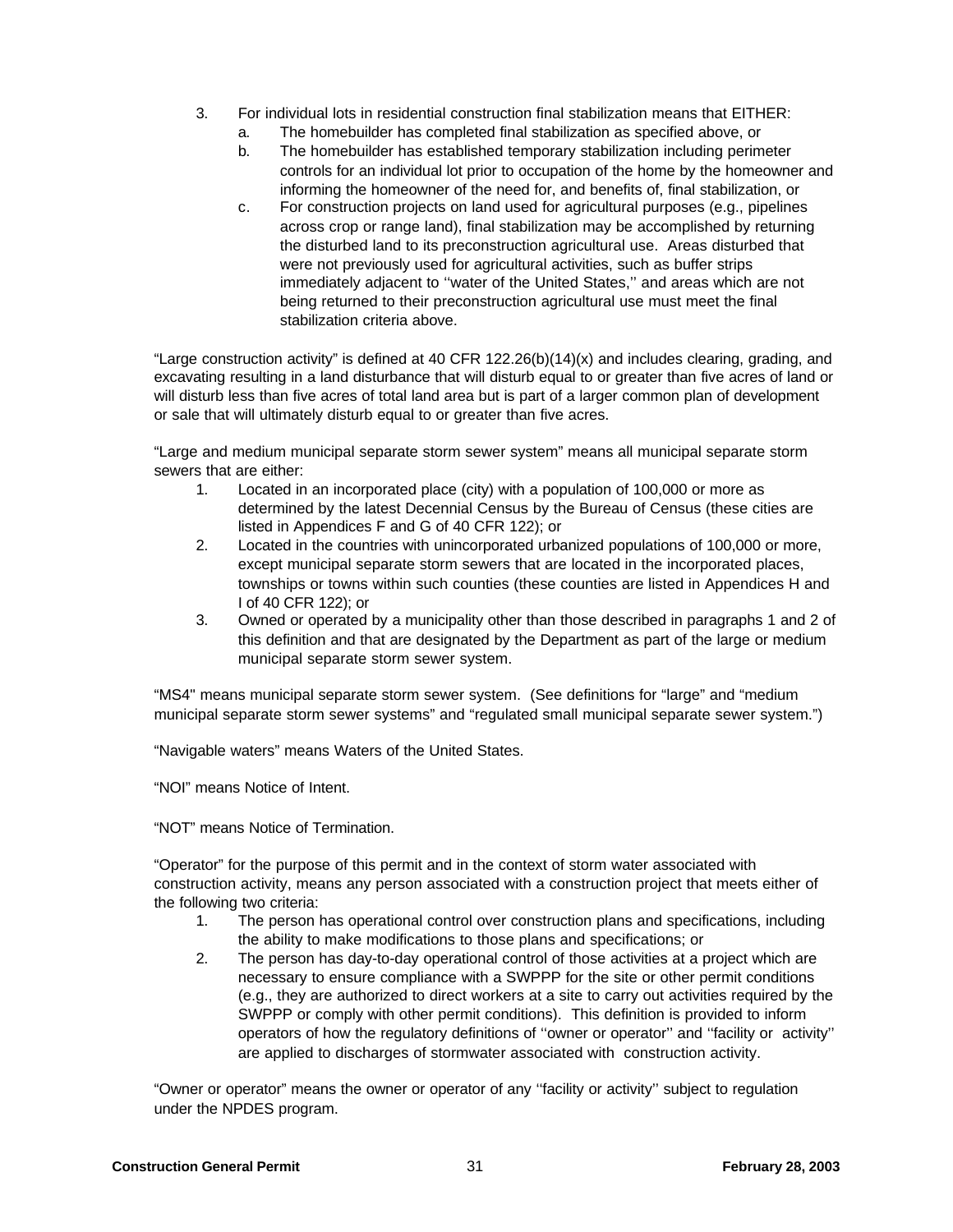3. For individual lots in residential construction final stabilization means that EITHER:
   a. The homebuilder has completed final stabilization as specified above, or
   b. The homebuilder has established temporary stabilization including perimeter controls for an individual lot prior to occupation of the home by the homeowner and informing the homeowner of the need for, and benefits of, final stabilization, or
   c. For construction projects on land used for agricultural purposes (e.g., pipelines across crop or range land), final stabilization may be accomplished by returning the disturbed land to its preconstruction agricultural use. Areas disturbed that were not previously used for agricultural activities, such as buffer strips immediately adjacent to ''water of the United States,'' and areas which are not being returned to their preconstruction agricultural use must meet the final stabilization criteria above.

"Large construction activity" is defined at 40 CFR 122.26(b)(14)(x) and includes clearing, grading, and excavating resulting in a land disturbance that will disturb equal to or greater than five acres of land or will disturb less than five acres of total land area but is part of a larger common plan of development or sale that will ultimately disturb equal to or greater than five acres.

"Large and medium municipal separate storm sewer system" means all municipal separate storm sewers that are either:

1. Located in an incorporated place (city) with a population of 100,000 or more as determined by the latest Decennial Census by the Bureau of Census (these cities are listed in Appendices F and G of 40 CFR 122); or
2. Located in the countries with unincorporated urbanized populations of 100,000 or more, except municipal separate storm sewers that are located in the incorporated places, townships or towns within such counties (these counties are listed in Appendices H and I of 40 CFR 122); or
3. Owned or operated by a municipality other than those described in paragraphs 1 and 2 of this definition and that are designated by the Department as part of the large or medium municipal separate storm sewer system.

"MS4" means municipal separate storm sewer system. (See definitions for "large" and "medium municipal separate storm sewer systems" and "regulated small municipal separate sewer system.")

"Navigable waters" means Waters of the United States.

"NOI" means Notice of Intent.

"NOT" means Notice of Termination.

"Operator" for the purpose of this permit and in the context of storm water associated with construction activity, means any person associated with a construction project that meets either of the following two criteria:

1. The person has operational control over construction plans and specifications, including the ability to make modifications to those plans and specifications; or
2. The person has day-to-day operational control of those activities at a project which are necessary to ensure compliance with a SWPPP for the site or other permit conditions (e.g., they are authorized to direct workers at a site to carry out activities required by the SWPPP or comply with other permit conditions). This definition is provided to inform operators of how the regulatory definitions of ''owner or operator'' and ''facility or activity'' are applied to discharges of stormwater associated with construction activity.

"Owner or operator" means the owner or operator of any ''facility or activity'' subject to regulation under the NPDES program.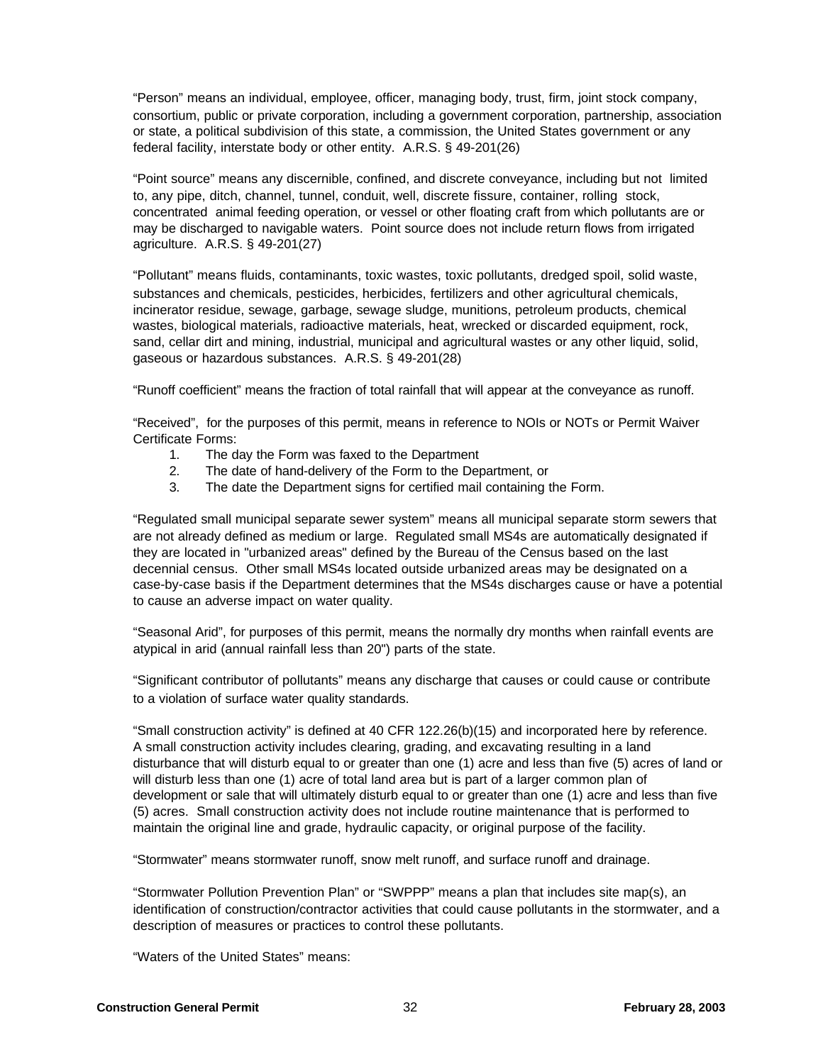"Person" means an individual, employee, officer, managing body, trust, firm, joint stock company, consortium, public or private corporation, including a government corporation, partnership, association or state, a political subdivision of this state, a commission, the United States government or any federal facility, interstate body or other entity. A.R.S. § 49-201(26)

"Point source" means any discernible, confined, and discrete conveyance, including but not limited to, any pipe, ditch, channel, tunnel, conduit, well, discrete fissure, container, rolling stock, concentrated animal feeding operation, or vessel or other floating craft from which pollutants are or may be discharged to navigable waters. Point source does not include return flows from irrigated agriculture. A.R.S. § 49-201(27)

"Pollutant" means fluids, contaminants, toxic wastes, toxic pollutants, dredged spoil, solid waste, substances and chemicals, pesticides, herbicides, fertilizers and other agricultural chemicals, incinerator residue, sewage, garbage, sewage sludge, munitions, petroleum products, chemical wastes, biological materials, radioactive materials, heat, wrecked or discarded equipment, rock, sand, cellar dirt and mining, industrial, municipal and agricultural wastes or any other liquid, solid, gaseous or hazardous substances. A.R.S. § 49-201(28)

"Runoff coefficient" means the fraction of total rainfall that will appear at the conveyance as runoff.

"Received", for the purposes of this permit, means in reference to NOIs or NOTs or Permit Waiver Certificate Forms:

1. The day the Form was faxed to the Department
2. The date of hand-delivery of the Form to the Department, or
3. The date the Department signs for certified mail containing the Form.

"Regulated small municipal separate sewer system" means all municipal separate storm sewers that are not already defined as medium or large. Regulated small MS4s are automatically designated if they are located in "urbanized areas" defined by the Bureau of the Census based on the last decennial census. Other small MS4s located outside urbanized areas may be designated on a case-by-case basis if the Department determines that the MS4s discharges cause or have a potential to cause an adverse impact on water quality.

"Seasonal Arid", for purposes of this permit, means the normally dry months when rainfall events are atypical in arid (annual rainfall less than 20") parts of the state.

"Significant contributor of pollutants" means any discharge that causes or could cause or contribute to a violation of surface water quality standards.

"Small construction activity" is defined at 40 CFR 122.26(b)(15) and incorporated here by reference. A small construction activity includes clearing, grading, and excavating resulting in a land disturbance that will disturb equal to or greater than one (1) acre and less than five (5) acres of land or will disturb less than one (1) acre of total land area but is part of a larger common plan of development or sale that will ultimately disturb equal to or greater than one (1) acre and less than five (5) acres. Small construction activity does not include routine maintenance that is performed to maintain the original line and grade, hydraulic capacity, or original purpose of the facility.

"Stormwater" means stormwater runoff, snow melt runoff, and surface runoff and drainage.

"Stormwater Pollution Prevention Plan" or "SWPPP" means a plan that includes site map(s), an identification of construction/contractor activities that could cause pollutants in the stormwater, and a description of measures or practices to control these pollutants.

"Waters of the United States" means: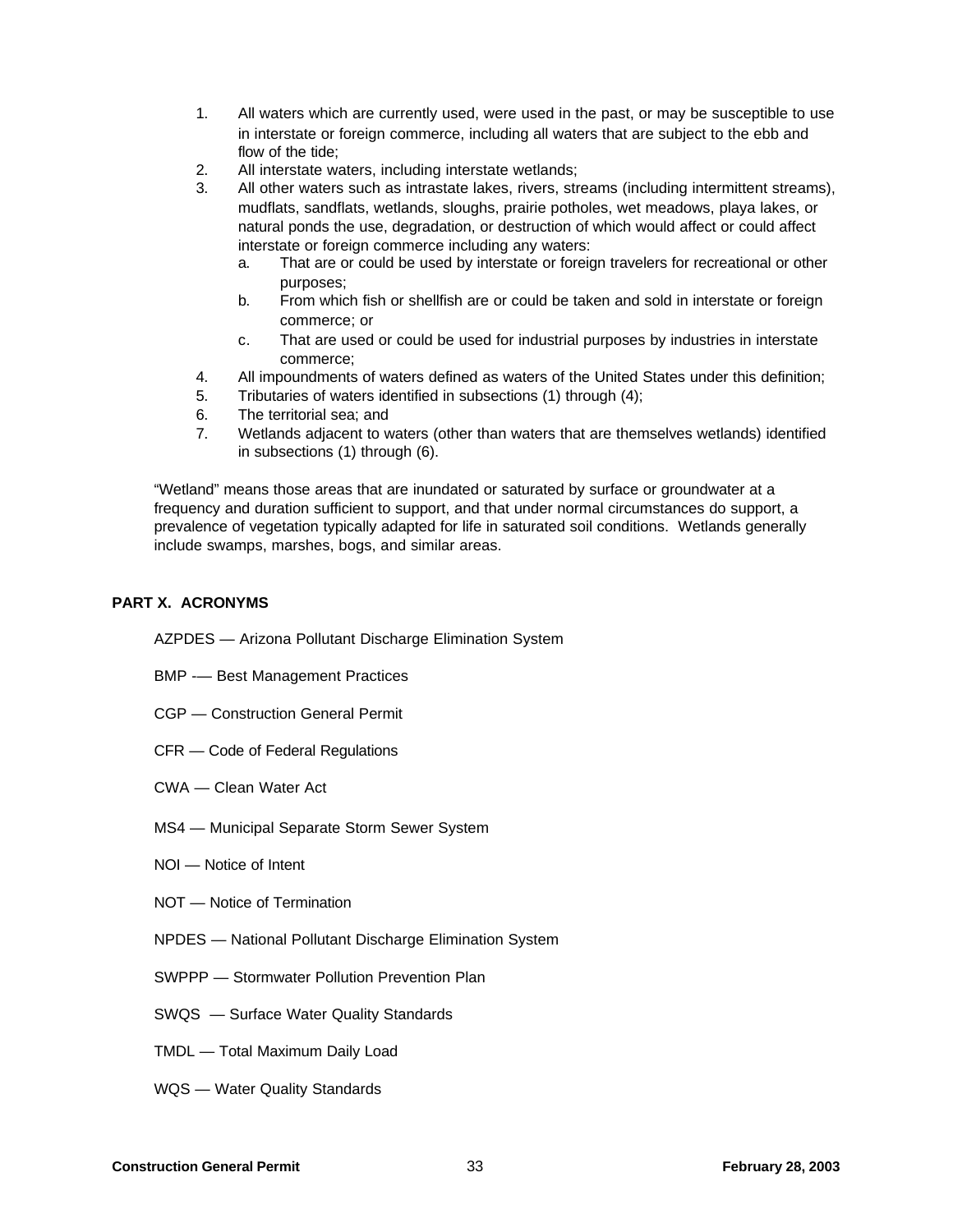1. All waters which are currently used, were used in the past, or may be susceptible to use in interstate or foreign commerce, including all waters that are subject to the ebb and flow of the tide;
2. All interstate waters, including interstate wetlands;
3. All other waters such as intrastate lakes, rivers, streams (including intermittent streams), mudflats, sandflats, wetlands, sloughs, prairie potholes, wet meadows, playa lakes, or natural ponds the use, degradation, or destruction of which would affect or could affect interstate or foreign commerce including any waters:
   a. That are or could be used by interstate or foreign travelers for recreational or other purposes;
   b. From which fish or shellfish are or could be taken and sold in interstate or foreign commerce; or
   c. That are used or could be used for industrial purposes by industries in interstate commerce;
4. All impoundments of waters defined as waters of the United States under this definition;
5. Tributaries of waters identified in subsections (1) through (4);
6. The territorial sea; and
7. Wetlands adjacent to waters (other than waters that are themselves wetlands) identified in subsections (1) through (6).

"Wetland" means those areas that are inundated or saturated by surface or groundwater at a frequency and duration sufficient to support, and that under normal circumstances do support, a prevalence of vegetation typically adapted for life in saturated soil conditions. Wetlands generally include swamps, marshes, bogs, and similar areas.

## PART X. ACRONYMS

AZPDES — Arizona Pollutant Discharge Elimination System

BMP -— Best Management Practices

CGP — Construction General Permit

CFR — Code of Federal Regulations

CWA — Clean Water Act

MS4 — Municipal Separate Storm Sewer System

NOI — Notice of Intent

NOT — Notice of Termination

NPDES — National Pollutant Discharge Elimination System

SWPPP — Stormwater Pollution Prevention Plan

SWQS — Surface Water Quality Standards

TMDL — Total Maximum Daily Load

WQS — Water Quality Standards